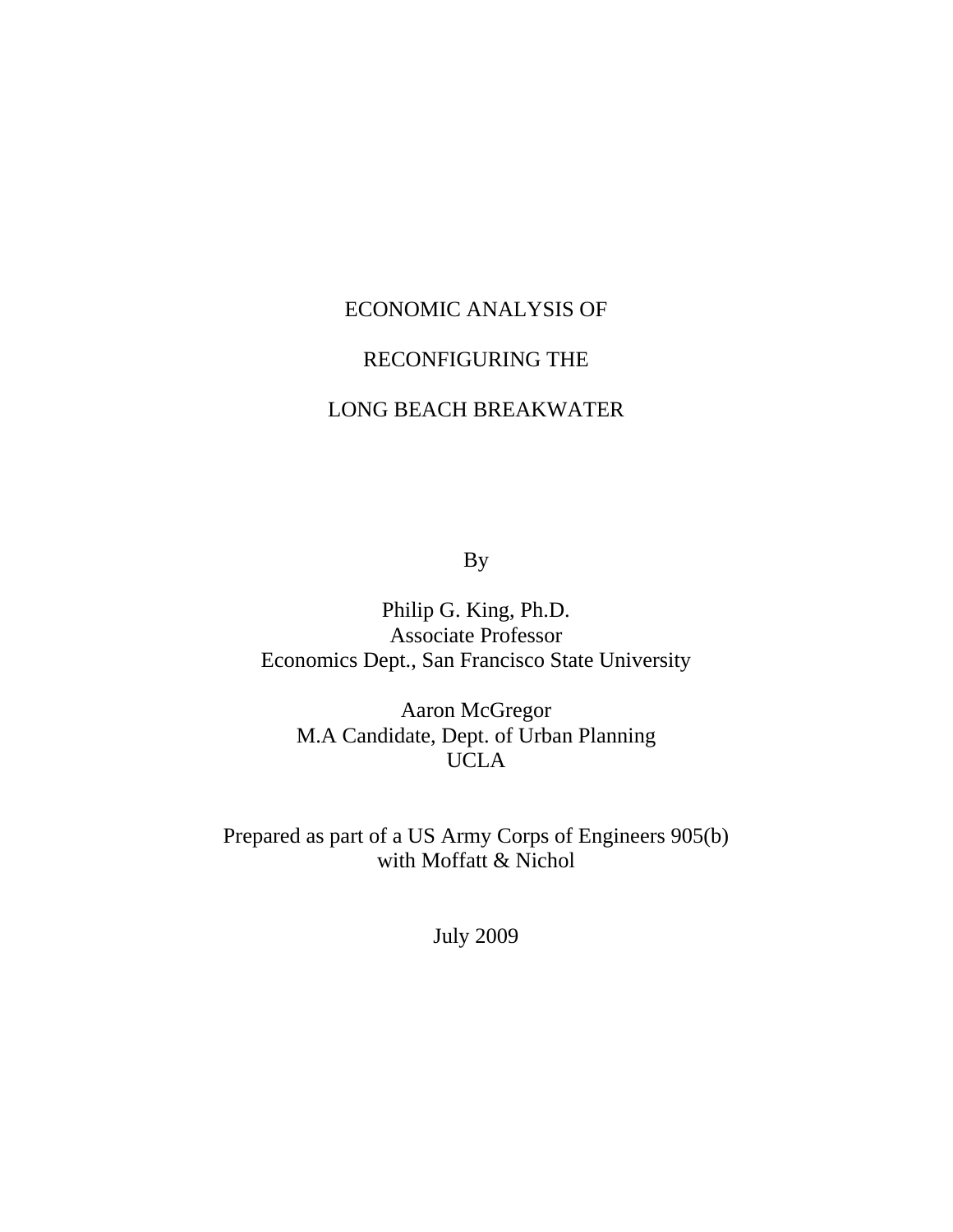# ECONOMIC ANALYSIS OF RECONFIGURING THE LONG BEACH BREAKWATER

By

Philip G. King, Ph.D.
Associate Professor
Economics Dept., San Francisco State University

Aaron McGregor
M.A Candidate, Dept. of Urban Planning
UCLA

Prepared as part of a US Army Corps of Engineers 905(b)
with Moffatt & Nichol

July 2009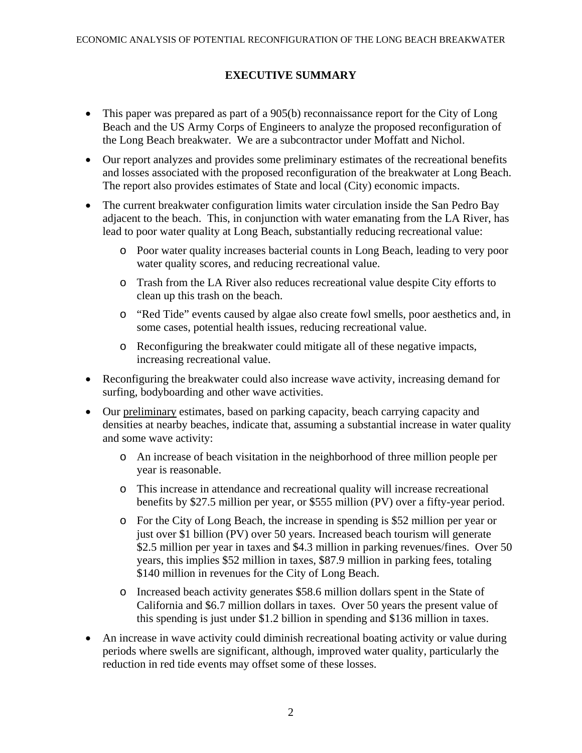## EXECUTIVE SUMMARY

- This paper was prepared as part of a 905(b) reconnaissance report for the City of Long Beach and the US Army Corps of Engineers to analyze the proposed reconfiguration of the Long Beach breakwater. We are a subcontractor under Moffatt and Nichol.
- Our report analyzes and provides some preliminary estimates of the recreational benefits and losses associated with the proposed reconfiguration of the breakwater at Long Beach. The report also provides estimates of State and local (City) economic impacts.
- The current breakwater configuration limits water circulation inside the San Pedro Bay adjacent to the beach. This, in conjunction with water emanating from the LA River, has lead to poor water quality at Long Beach, substantially reducing recreational value:
  - Poor water quality increases bacterial counts in Long Beach, leading to very poor water quality scores, and reducing recreational value.
  - Trash from the LA River also reduces recreational value despite City efforts to clean up this trash on the beach.
  - "Red Tide" events caused by algae also create fowl smells, poor aesthetics and, in some cases, potential health issues, reducing recreational value.
  - Reconfiguring the breakwater could mitigate all of these negative impacts, increasing recreational value.
- Reconfiguring the breakwater could also increase wave activity, increasing demand for surfing, bodyboarding and other wave activities.
- Our <u>preliminary</u> estimates, based on parking capacity, beach carrying capacity and densities at nearby beaches, indicate that, assuming a substantial increase in water quality and some wave activity:
  - An increase of beach visitation in the neighborhood of three million people per year is reasonable.
  - This increase in attendance and recreational quality will increase recreational benefits by $27.5 million per year, or $555 million (PV) over a fifty-year period.
  - For the City of Long Beach, the increase in spending is $52 million per year or just over $1 billion (PV) over 50 years. Increased beach tourism will generate $2.5 million per year in taxes and $4.3 million in parking revenues/fines. Over 50 years, this implies $52 million in taxes, $87.9 million in parking fees, totaling $140 million in revenues for the City of Long Beach.
  - Increased beach activity generates $58.6 million dollars spent in the State of California and $6.7 million dollars in taxes. Over 50 years the present value of this spending is just under $1.2 billion in spending and $136 million in taxes.
- An increase in wave activity could diminish recreational boating activity or value during periods where swells are significant, although, improved water quality, particularly the reduction in red tide events may offset some of these losses.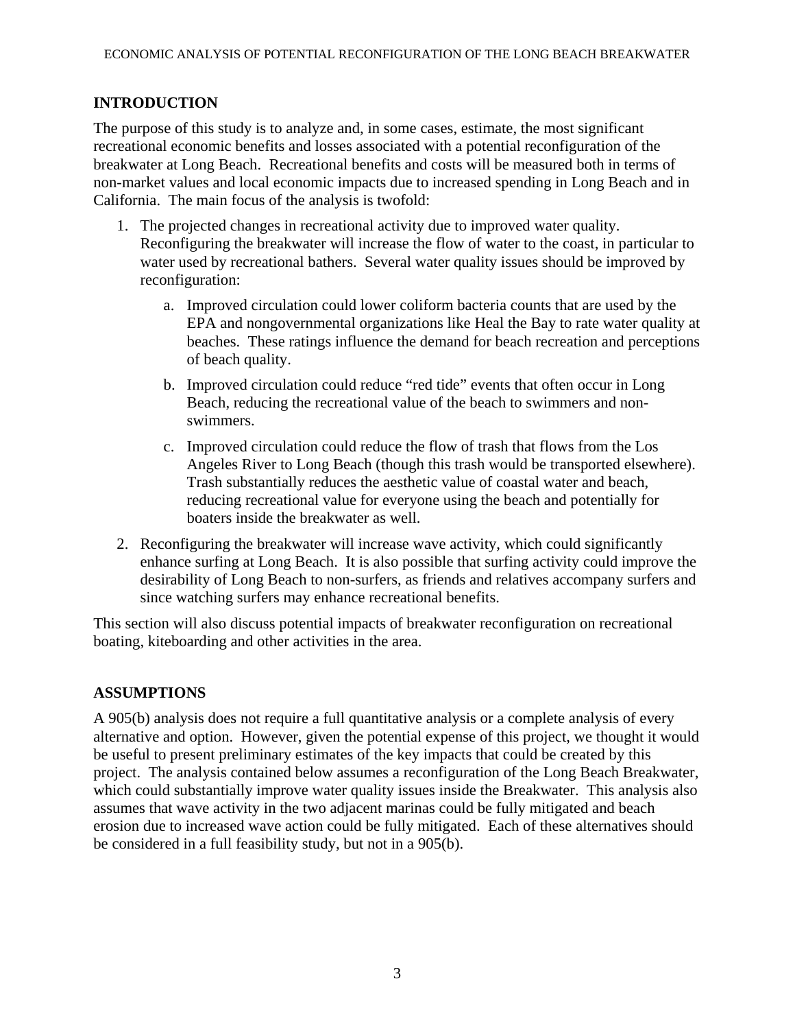## INTRODUCTION

The purpose of this study is to analyze and, in some cases, estimate, the most significant recreational economic benefits and losses associated with a potential reconfiguration of the breakwater at Long Beach. Recreational benefits and costs will be measured both in terms of non-market values and local economic impacts due to increased spending in Long Beach and in California. The main focus of the analysis is twofold:

1. The projected changes in recreational activity due to improved water quality. Reconfiguring the breakwater will increase the flow of water to the coast, in particular to water used by recreational bathers. Several water quality issues should be improved by reconfiguration:

    a. Improved circulation could lower coliform bacteria counts that are used by the EPA and nongovernmental organizations like Heal the Bay to rate water quality at beaches. These ratings influence the demand for beach recreation and perceptions of beach quality.

    b. Improved circulation could reduce "red tide" events that often occur in Long Beach, reducing the recreational value of the beach to swimmers and non-swimmers.

    c. Improved circulation could reduce the flow of trash that flows from the Los Angeles River to Long Beach (though this trash would be transported elsewhere). Trash substantially reduces the aesthetic value of coastal water and beach, reducing recreational value for everyone using the beach and potentially for boaters inside the breakwater as well.

2. Reconfiguring the breakwater will increase wave activity, which could significantly enhance surfing at Long Beach. It is also possible that surfing activity could improve the desirability of Long Beach to non-surfers, as friends and relatives accompany surfers and since watching surfers may enhance recreational benefits.

This section will also discuss potential impacts of breakwater reconfiguration on recreational boating, kiteboarding and other activities in the area.

## ASSUMPTIONS

A 905(b) analysis does not require a full quantitative analysis or a complete analysis of every alternative and option. However, given the potential expense of this project, we thought it would be useful to present preliminary estimates of the key impacts that could be created by this project. The analysis contained below assumes a reconfiguration of the Long Beach Breakwater, which could substantially improve water quality issues inside the Breakwater. This analysis also assumes that wave activity in the two adjacent marinas could be fully mitigated and beach erosion due to increased wave action could be fully mitigated. Each of these alternatives should be considered in a full feasibility study, but not in a 905(b).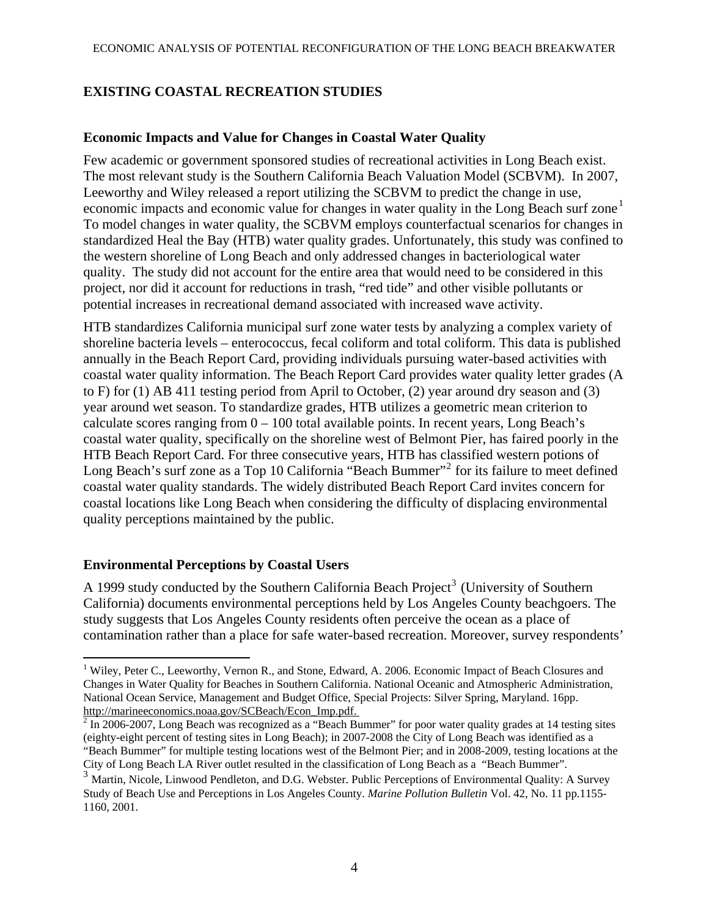## EXISTING COASTAL RECREATION STUDIES

### Economic Impacts and Value for Changes in Coastal Water Quality

Few academic or government sponsored studies of recreational activities in Long Beach exist. The most relevant study is the Southern California Beach Valuation Model (SCBVM). In 2007, Leeworthy and Wiley released a report utilizing the SCBVM to predict the change in use, economic impacts and economic value for changes in water quality in the Long Beach surf zone[1] To model changes in water quality, the SCBVM employs counterfactual scenarios for changes in standardized Heal the Bay (HTB) water quality grades. Unfortunately, this study was confined to the western shoreline of Long Beach and only addressed changes in bacteriological water quality. The study did not account for the entire area that would need to be considered in this project, nor did it account for reductions in trash, "red tide" and other visible pollutants or potential increases in recreational demand associated with increased wave activity.

HTB standardizes California municipal surf zone water tests by analyzing a complex variety of shoreline bacteria levels – enterococcus, fecal coliform and total coliform. This data is published annually in the Beach Report Card, providing individuals pursuing water-based activities with coastal water quality information. The Beach Report Card provides water quality letter grades (A to F) for (1) AB 411 testing period from April to October, (2) year around dry season and (3) year around wet season. To standardize grades, HTB utilizes a geometric mean criterion to calculate scores ranging from 0 – 100 total available points. In recent years, Long Beach's coastal water quality, specifically on the shoreline west of Belmont Pier, has faired poorly in the HTB Beach Report Card. For three consecutive years, HTB has classified western potions of Long Beach's surf zone as a Top 10 California "Beach Bummer"[2] for its failure to meet defined coastal water quality standards. The widely distributed Beach Report Card invites concern for coastal locations like Long Beach when considering the difficulty of displacing environmental quality perceptions maintained by the public.

### Environmental Perceptions by Coastal Users

A 1999 study conducted by the Southern California Beach Project[3] (University of Southern California) documents environmental perceptions held by Los Angeles County beachgoers. The study suggests that Los Angeles County residents often perceive the ocean as a place of contamination rather than a place for safe water-based recreation. Moreover, survey respondents'

---

[1] Wiley, Peter C., Leeworthy, Vernon R., and Stone, Edward, A. 2006. Economic Impact of Beach Closures and Changes in Water Quality for Beaches in Southern California. National Oceanic and Atmospheric Administration, National Ocean Service, Management and Budget Office, Special Projects: Silver Spring, Maryland. 16pp. http://marineeconomics.noaa.gov/SCBeach/Econ_Imp.pdf.

[2] In 2006-2007, Long Beach was recognized as a "Beach Bummer" for poor water quality grades at 14 testing sites (eighty-eight percent of testing sites in Long Beach); in 2007-2008 the City of Long Beach was identified as a "Beach Bummer" for multiple testing locations west of the Belmont Pier; and in 2008-2009, testing locations at the City of Long Beach LA River outlet resulted in the classification of Long Beach as a "Beach Bummer".

[3] Martin, Nicole, Linwood Pendleton, and D.G. Webster. Public Perceptions of Environmental Quality: A Survey Study of Beach Use and Perceptions in Los Angeles County. *Marine Pollution Bulletin* Vol. 42, No. 11 pp.1155-1160, 2001.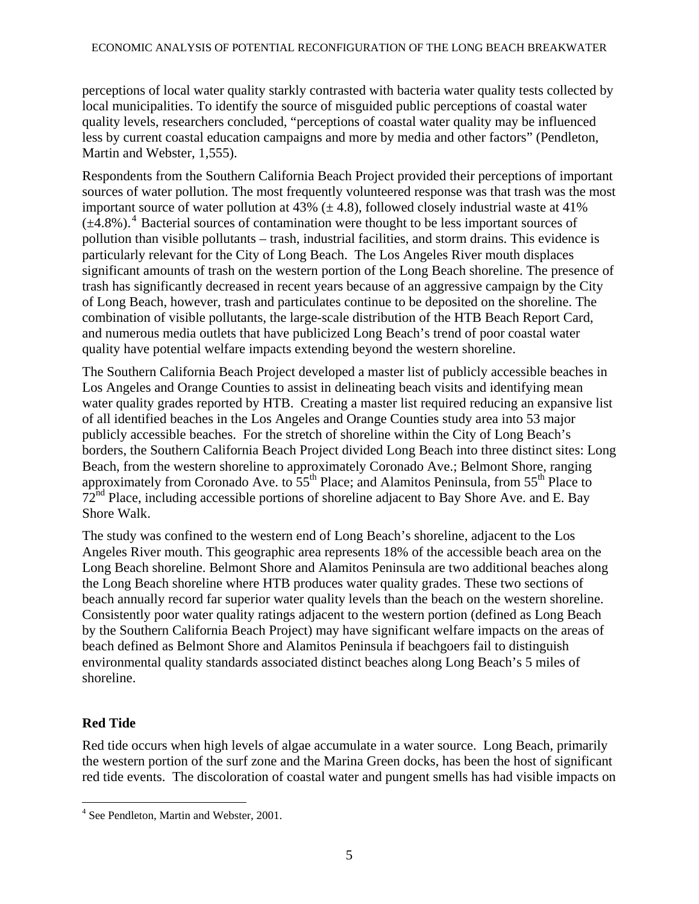perceptions of local water quality starkly contrasted with bacteria water quality tests collected by local municipalities. To identify the source of misguided public perceptions of coastal water quality levels, researchers concluded, "perceptions of coastal water quality may be influenced less by current coastal education campaigns and more by media and other factors" (Pendleton, Martin and Webster, 1,555).

Respondents from the Southern California Beach Project provided their perceptions of important sources of water pollution. The most frequently volunteered response was that trash was the most important source of water pollution at 43% (± 4.8), followed closely industrial waste at 41% (±4.8%).[4] Bacterial sources of contamination were thought to be less important sources of pollution than visible pollutants – trash, industrial facilities, and storm drains. This evidence is particularly relevant for the City of Long Beach. The Los Angeles River mouth displaces significant amounts of trash on the western portion of the Long Beach shoreline. The presence of trash has significantly decreased in recent years because of an aggressive campaign by the City of Long Beach, however, trash and particulates continue to be deposited on the shoreline. The combination of visible pollutants, the large-scale distribution of the HTB Beach Report Card, and numerous media outlets that have publicized Long Beach's trend of poor coastal water quality have potential welfare impacts extending beyond the western shoreline.

The Southern California Beach Project developed a master list of publicly accessible beaches in Los Angeles and Orange Counties to assist in delineating beach visits and identifying mean water quality grades reported by HTB. Creating a master list required reducing an expansive list of all identified beaches in the Los Angeles and Orange Counties study area into 53 major publicly accessible beaches. For the stretch of shoreline within the City of Long Beach's borders, the Southern California Beach Project divided Long Beach into three distinct sites: Long Beach, from the western shoreline to approximately Coronado Ave.; Belmont Shore, ranging approximately from Coronado Ave. to 55th Place; and Alamitos Peninsula, from 55th Place to 72nd Place, including accessible portions of shoreline adjacent to Bay Shore Ave. and E. Bay Shore Walk.

The study was confined to the western end of Long Beach's shoreline, adjacent to the Los Angeles River mouth. This geographic area represents 18% of the accessible beach area on the Long Beach shoreline. Belmont Shore and Alamitos Peninsula are two additional beaches along the Long Beach shoreline where HTB produces water quality grades. These two sections of beach annually record far superior water quality levels than the beach on the western shoreline. Consistently poor water quality ratings adjacent to the western portion (defined as Long Beach by the Southern California Beach Project) may have significant welfare impacts on the areas of beach defined as Belmont Shore and Alamitos Peninsula if beachgoers fail to distinguish environmental quality standards associated distinct beaches along Long Beach's 5 miles of shoreline.

## Red Tide

Red tide occurs when high levels of algae accumulate in a water source. Long Beach, primarily the western portion of the surf zone and the Marina Green docks, has been the host of significant red tide events. The discoloration of coastal water and pungent smells has had visible impacts on

[4] See Pendleton, Martin and Webster, 2001.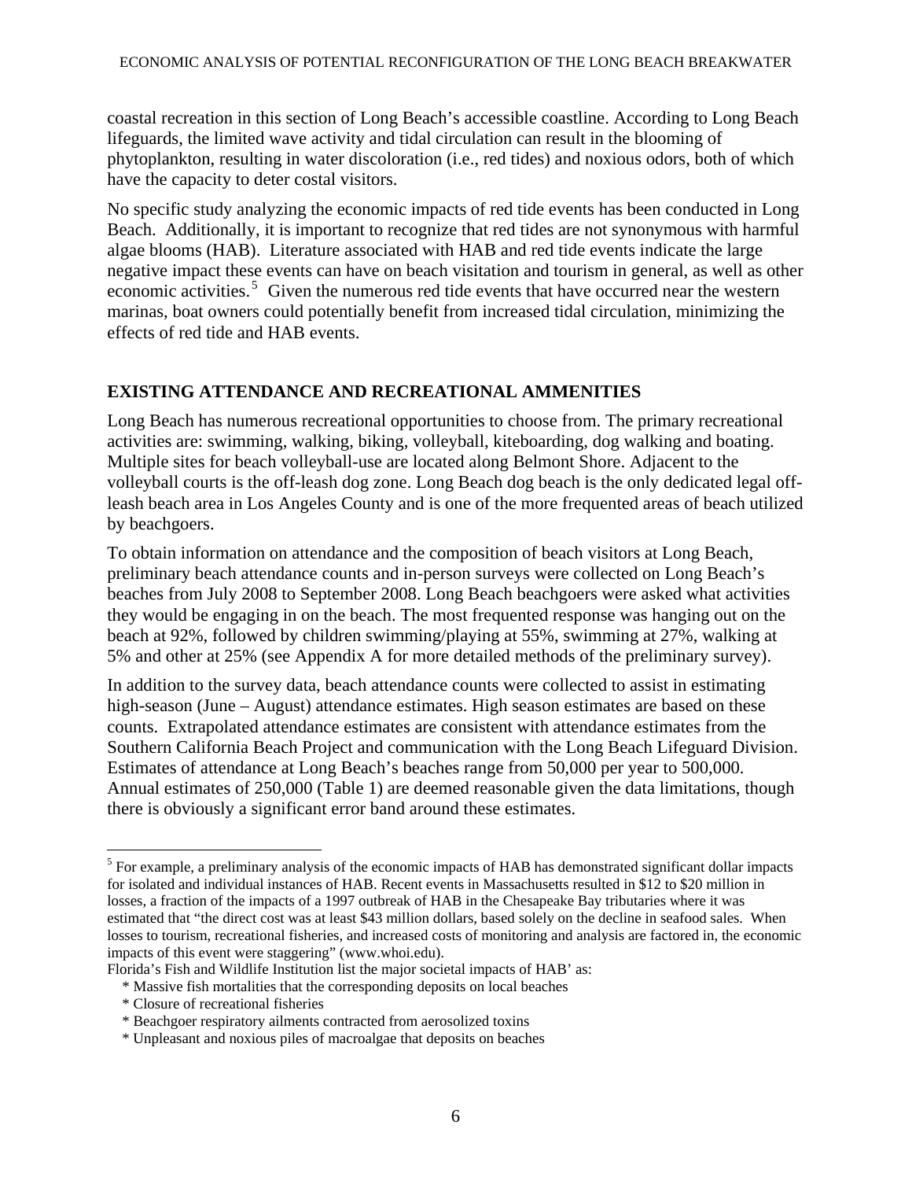coastal recreation in this section of Long Beach's accessible coastline. According to Long Beach lifeguards, the limited wave activity and tidal circulation can result in the blooming of phytoplankton, resulting in water discoloration (i.e., red tides) and noxious odors, both of which have the capacity to deter costal visitors.

No specific study analyzing the economic impacts of red tide events has been conducted in Long Beach. Additionally, it is important to recognize that red tides are not synonymous with harmful algae blooms (HAB). Literature associated with HAB and red tide events indicate the large negative impact these events can have on beach visitation and tourism in general, as well as other economic activities.[5] Given the numerous red tide events that have occurred near the western marinas, boat owners could potentially benefit from increased tidal circulation, minimizing the effects of red tide and HAB events.

## EXISTING ATTENDANCE AND RECREATIONAL AMMENITIES

Long Beach has numerous recreational opportunities to choose from. The primary recreational activities are: swimming, walking, biking, volleyball, kiteboarding, dog walking and boating. Multiple sites for beach volleyball-use are located along Belmont Shore. Adjacent to the volleyball courts is the off-leash dog zone. Long Beach dog beach is the only dedicated legal off-leash beach area in Los Angeles County and is one of the more frequented areas of beach utilized by beachgoers.

To obtain information on attendance and the composition of beach visitors at Long Beach, preliminary beach attendance counts and in-person surveys were collected on Long Beach's beaches from July 2008 to September 2008. Long Beach beachgoers were asked what activities they would be engaging in on the beach. The most frequented response was hanging out on the beach at 92%, followed by children swimming/playing at 55%, swimming at 27%, walking at 5% and other at 25% (see Appendix A for more detailed methods of the preliminary survey).

In addition to the survey data, beach attendance counts were collected to assist in estimating high-season (June – August) attendance estimates. High season estimates are based on these counts. Extrapolated attendance estimates are consistent with attendance estimates from the Southern California Beach Project and communication with the Long Beach Lifeguard Division. Estimates of attendance at Long Beach's beaches range from 50,000 per year to 500,000. Annual estimates of 250,000 (Table 1) are deemed reasonable given the data limitations, though there is obviously a significant error band around these estimates.

---

[5] For example, a preliminary analysis of the economic impacts of HAB has demonstrated significant dollar impacts for isolated and individual instances of HAB. Recent events in Massachusetts resulted in $12 to $20 million in losses, a fraction of the impacts of a 1997 outbreak of HAB in the Chesapeake Bay tributaries where it was estimated that "the direct cost was at least $43 million dollars, based solely on the decline in seafood sales. When losses to tourism, recreational fisheries, and increased costs of monitoring and analysis are factored in, the economic impacts of this event were staggering" (www.whoi.edu).

Florida's Fish and Wildlife Institution list the major societal impacts of HAB' as:

* Massive fish mortalities that the corresponding deposits on local beaches
* Closure of recreational fisheries
* Beachgoer respiratory ailments contracted from aerosolized toxins
* Unpleasant and noxious piles of macroalgae that deposits on beaches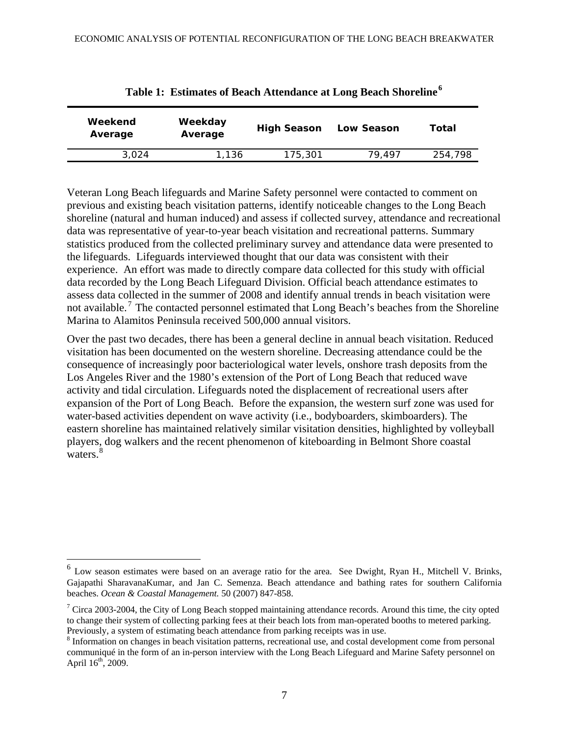**Table 1: Estimates of Beach Attendance at Long Beach Shoreline**[6]

| Weekend Average | Weekday Average | High Season | Low Season | Total |
|---|---|---|---|---|
| 3,024 | 1,136 | 175,301 | 79,497 | 254,798 |

Veteran Long Beach lifeguards and Marine Safety personnel were contacted to comment on previous and existing beach visitation patterns, identify noticeable changes to the Long Beach shoreline (natural and human induced) and assess if collected survey, attendance and recreational data was representative of year-to-year beach visitation and recreational patterns. Summary statistics produced from the collected preliminary survey and attendance data were presented to the lifeguards. Lifeguards interviewed thought that our data was consistent with their experience. An effort was made to directly compare data collected for this study with official data recorded by the Long Beach Lifeguard Division. Official beach attendance estimates to assess data collected in the summer of 2008 and identify annual trends in beach visitation were not available.[7] The contacted personnel estimated that Long Beach's beaches from the Shoreline Marina to Alamitos Peninsula received 500,000 annual visitors.

Over the past two decades, there has been a general decline in annual beach visitation. Reduced visitation has been documented on the western shoreline. Decreasing attendance could be the consequence of increasingly poor bacteriological water levels, onshore trash deposits from the Los Angeles River and the 1980's extension of the Port of Long Beach that reduced wave activity and tidal circulation. Lifeguards noted the displacement of recreational users after expansion of the Port of Long Beach. Before the expansion, the western surf zone was used for water-based activities dependent on wave activity (i.e., bodyboarders, skimboarders). The eastern shoreline has maintained relatively similar visitation densities, highlighted by volleyball players, dog walkers and the recent phenomenon of kiteboarding in Belmont Shore coastal waters.[8]

---

[6] Low season estimates were based on an average ratio for the area. See Dwight, Ryan H., Mitchell V. Brinks, Gajapathi SharavanaKumar, and Jan C. Semenza. Beach attendance and bathing rates for southern California beaches. *Ocean & Coastal Management.* 50 (2007) 847-858.

[7] Circa 2003-2004, the City of Long Beach stopped maintaining attendance records. Around this time, the city opted to change their system of collecting parking fees at their beach lots from man-operated booths to metered parking. Previously, a system of estimating beach attendance from parking receipts was in use.

[8] Information on changes in beach visitation patterns, recreational use, and costal development come from personal communiqué in the form of an in-person interview with the Long Beach Lifeguard and Marine Safety personnel on April 16th, 2009.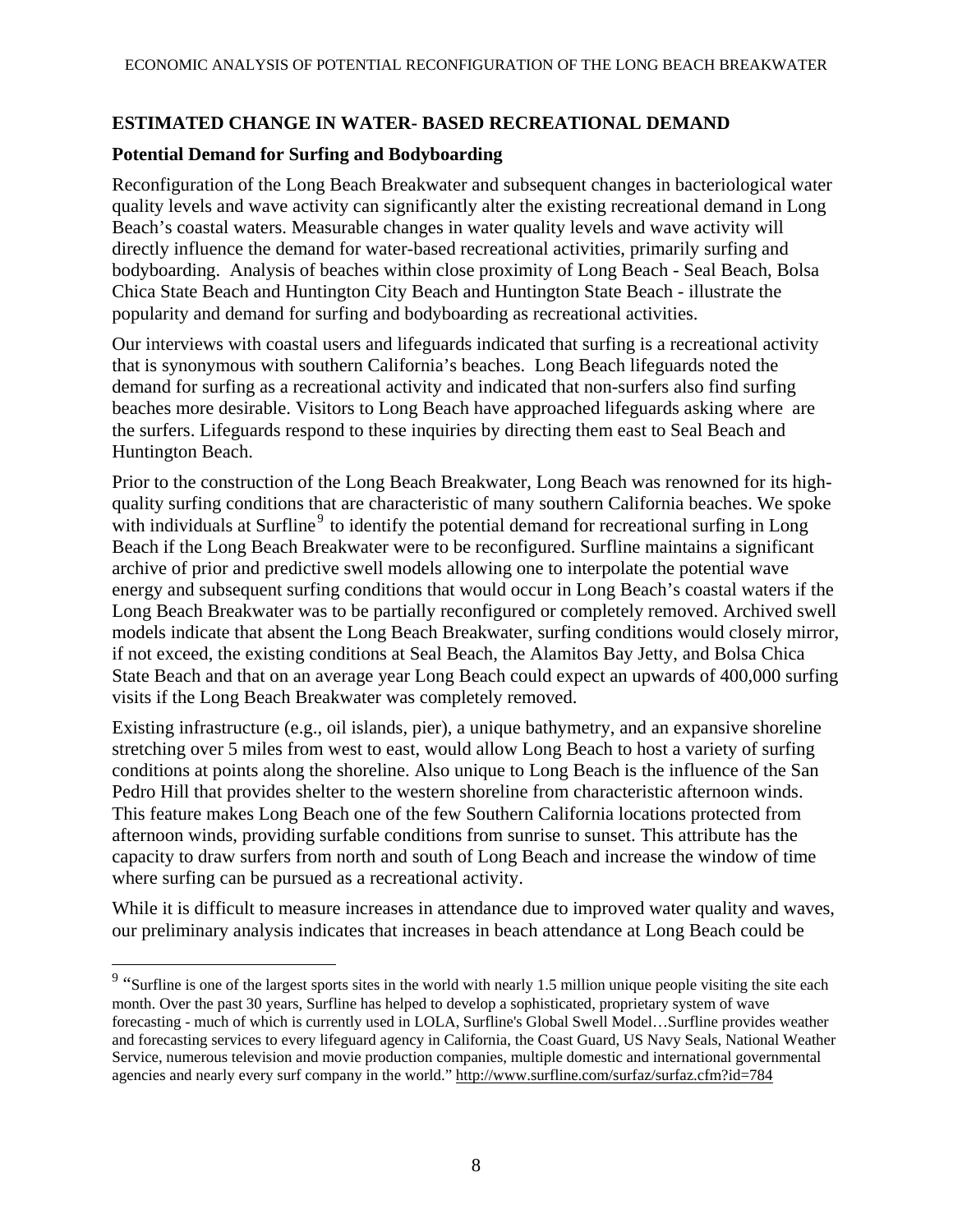## ESTIMATED CHANGE IN WATER- BASED RECREATIONAL DEMAND

### Potential Demand for Surfing and Bodyboarding

Reconfiguration of the Long Beach Breakwater and subsequent changes in bacteriological water quality levels and wave activity can significantly alter the existing recreational demand in Long Beach's coastal waters. Measurable changes in water quality levels and wave activity will directly influence the demand for water-based recreational activities, primarily surfing and bodyboarding. Analysis of beaches within close proximity of Long Beach - Seal Beach, Bolsa Chica State Beach and Huntington City Beach and Huntington State Beach - illustrate the popularity and demand for surfing and bodyboarding as recreational activities.

Our interviews with coastal users and lifeguards indicated that surfing is a recreational activity that is synonymous with southern California's beaches. Long Beach lifeguards noted the demand for surfing as a recreational activity and indicated that non-surfers also find surfing beaches more desirable. Visitors to Long Beach have approached lifeguards asking where are the surfers. Lifeguards respond to these inquiries by directing them east to Seal Beach and Huntington Beach.

Prior to the construction of the Long Beach Breakwater, Long Beach was renowned for its high-quality surfing conditions that are characteristic of many southern California beaches. We spoke with individuals at Surfline[9] to identify the potential demand for recreational surfing in Long Beach if the Long Beach Breakwater were to be reconfigured. Surfline maintains a significant archive of prior and predictive swell models allowing one to interpolate the potential wave energy and subsequent surfing conditions that would occur in Long Beach's coastal waters if the Long Beach Breakwater was to be partially reconfigured or completely removed. Archived swell models indicate that absent the Long Beach Breakwater, surfing conditions would closely mirror, if not exceed, the existing conditions at Seal Beach, the Alamitos Bay Jetty, and Bolsa Chica State Beach and that on an average year Long Beach could expect an upwards of 400,000 surfing visits if the Long Beach Breakwater was completely removed.

Existing infrastructure (e.g., oil islands, pier), a unique bathymetry, and an expansive shoreline stretching over 5 miles from west to east, would allow Long Beach to host a variety of surfing conditions at points along the shoreline. Also unique to Long Beach is the influence of the San Pedro Hill that provides shelter to the western shoreline from characteristic afternoon winds. This feature makes Long Beach one of the few Southern California locations protected from afternoon winds, providing surfable conditions from sunrise to sunset. This attribute has the capacity to draw surfers from north and south of Long Beach and increase the window of time where surfing can be pursued as a recreational activity.

While it is difficult to measure increases in attendance due to improved water quality and waves, our preliminary analysis indicates that increases in beach attendance at Long Beach could be

---

[9] "Surfline is one of the largest sports sites in the world with nearly 1.5 million unique people visiting the site each month. Over the past 30 years, Surfline has helped to develop a sophisticated, proprietary system of wave forecasting - much of which is currently used in LOLA, Surfline's Global Swell Model…Surfline provides weather and forecasting services to every lifeguard agency in California, the Coast Guard, US Navy Seals, National Weather Service, numerous television and movie production companies, multiple domestic and international governmental agencies and nearly every surf company in the world." http://www.surfline.com/surfaz/surfaz.cfm?id=784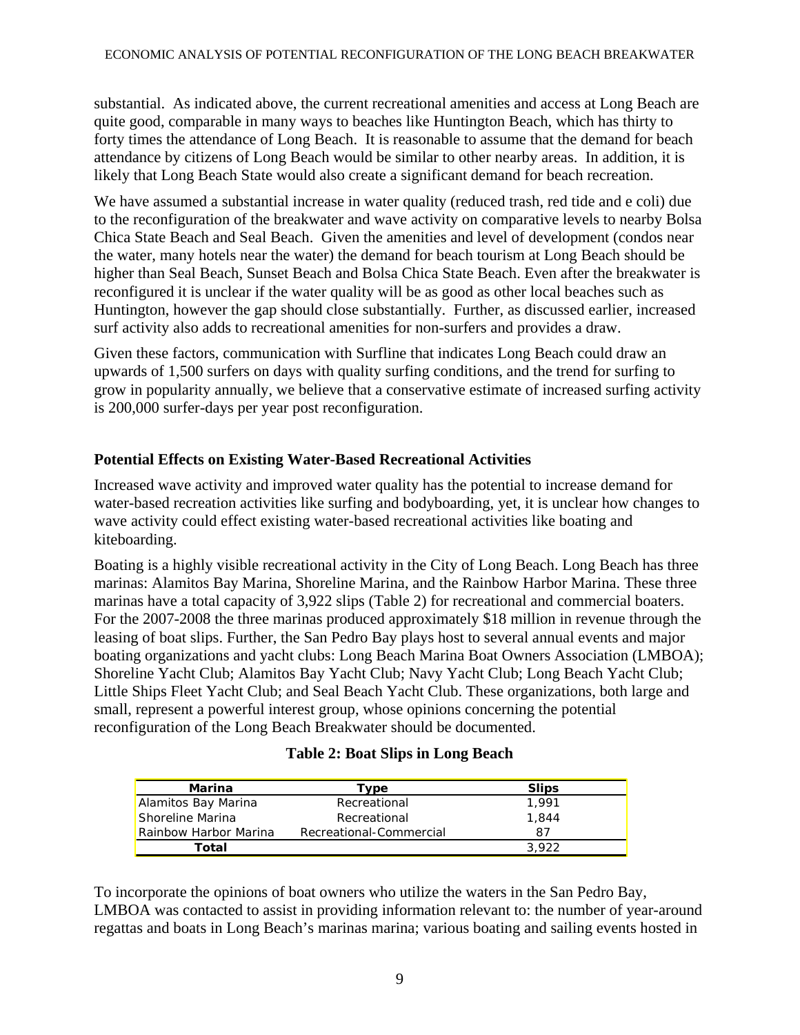substantial. As indicated above, the current recreational amenities and access at Long Beach are quite good, comparable in many ways to beaches like Huntington Beach, which has thirty to forty times the attendance of Long Beach. It is reasonable to assume that the demand for beach attendance by citizens of Long Beach would be similar to other nearby areas. In addition, it is likely that Long Beach State would also create a significant demand for beach recreation.

We have assumed a substantial increase in water quality (reduced trash, red tide and e coli) due to the reconfiguration of the breakwater and wave activity on comparative levels to nearby Bolsa Chica State Beach and Seal Beach. Given the amenities and level of development (condos near the water, many hotels near the water) the demand for beach tourism at Long Beach should be higher than Seal Beach, Sunset Beach and Bolsa Chica State Beach. Even after the breakwater is reconfigured it is unclear if the water quality will be as good as other local beaches such as Huntington, however the gap should close substantially. Further, as discussed earlier, increased surf activity also adds to recreational amenities for non-surfers and provides a draw.

Given these factors, communication with Surfline that indicates Long Beach could draw an upwards of 1,500 surfers on days with quality surfing conditions, and the trend for surfing to grow in popularity annually, we believe that a conservative estimate of increased surfing activity is 200,000 surfer-days per year post reconfiguration.

### Potential Effects on Existing Water-Based Recreational Activities

Increased wave activity and improved water quality has the potential to increase demand for water-based recreation activities like surfing and bodyboarding, yet, it is unclear how changes to wave activity could effect existing water-based recreational activities like boating and kiteboarding.

Boating is a highly visible recreational activity in the City of Long Beach. Long Beach has three marinas: Alamitos Bay Marina, Shoreline Marina, and the Rainbow Harbor Marina. These three marinas have a total capacity of 3,922 slips (Table 2) for recreational and commercial boaters. For the 2007-2008 the three marinas produced approximately $18 million in revenue through the leasing of boat slips. Further, the San Pedro Bay plays host to several annual events and major boating organizations and yacht clubs: Long Beach Marina Boat Owners Association (LMBOA); Shoreline Yacht Club; Alamitos Bay Yacht Club; Navy Yacht Club; Long Beach Yacht Club; Little Ships Fleet Yacht Club; and Seal Beach Yacht Club. These organizations, both large and small, represent a powerful interest group, whose opinions concerning the potential reconfiguration of the Long Beach Breakwater should be documented.

**Table 2: Boat Slips in Long Beach**

| Marina | Type | Slips |
|---|---|---|
| Alamitos Bay Marina | Recreational | 1,991 |
| Shoreline Marina | Recreational | 1,844 |
| Rainbow Harbor Marina | Recreational-Commercial | 87 |
| **Total** | | 3,922 |

To incorporate the opinions of boat owners who utilize the waters in the San Pedro Bay, LMBOA was contacted to assist in providing information relevant to: the number of year-around regattas and boats in Long Beach's marinas marina; various boating and sailing events hosted in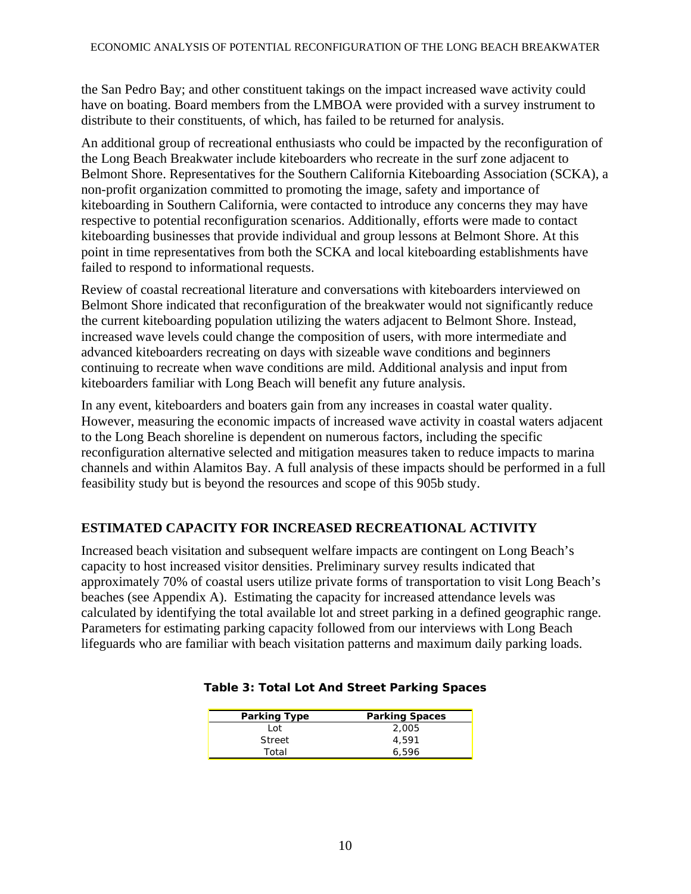the San Pedro Bay; and other constituent takings on the impact increased wave activity could have on boating. Board members from the LMBOA were provided with a survey instrument to distribute to their constituents, of which, has failed to be returned for analysis.

An additional group of recreational enthusiasts who could be impacted by the reconfiguration of the Long Beach Breakwater include kiteboarders who recreate in the surf zone adjacent to Belmont Shore. Representatives for the Southern California Kiteboarding Association (SCKA), a non-profit organization committed to promoting the image, safety and importance of kiteboarding in Southern California, were contacted to introduce any concerns they may have respective to potential reconfiguration scenarios. Additionally, efforts were made to contact kiteboarding businesses that provide individual and group lessons at Belmont Shore. At this point in time representatives from both the SCKA and local kiteboarding establishments have failed to respond to informational requests.

Review of coastal recreational literature and conversations with kiteboarders interviewed on Belmont Shore indicated that reconfiguration of the breakwater would not significantly reduce the current kiteboarding population utilizing the waters adjacent to Belmont Shore. Instead, increased wave levels could change the composition of users, with more intermediate and advanced kiteboarders recreating on days with sizeable wave conditions and beginners continuing to recreate when wave conditions are mild. Additional analysis and input from kiteboarders familiar with Long Beach will benefit any future analysis.

In any event, kiteboarders and boaters gain from any increases in coastal water quality. However, measuring the economic impacts of increased wave activity in coastal waters adjacent to the Long Beach shoreline is dependent on numerous factors, including the specific reconfiguration alternative selected and mitigation measures taken to reduce impacts to marina channels and within Alamitos Bay. A full analysis of these impacts should be performed in a full feasibility study but is beyond the resources and scope of this 905b study.

## ESTIMATED CAPACITY FOR INCREASED RECREATIONAL ACTIVITY

Increased beach visitation and subsequent welfare impacts are contingent on Long Beach's capacity to host increased visitor densities. Preliminary survey results indicated that approximately 70% of coastal users utilize private forms of transportation to visit Long Beach's beaches (see Appendix A). Estimating the capacity for increased attendance levels was calculated by identifying the total available lot and street parking in a defined geographic range. Parameters for estimating parking capacity followed from our interviews with Long Beach lifeguards who are familiar with beach visitation patterns and maximum daily parking loads.

**Table 3: Total Lot And Street Parking Spaces**

| Parking Type | Parking Spaces |
|---|---|
| Lot | 2,005 |
| Street | 4,591 |
| Total | 6,596 |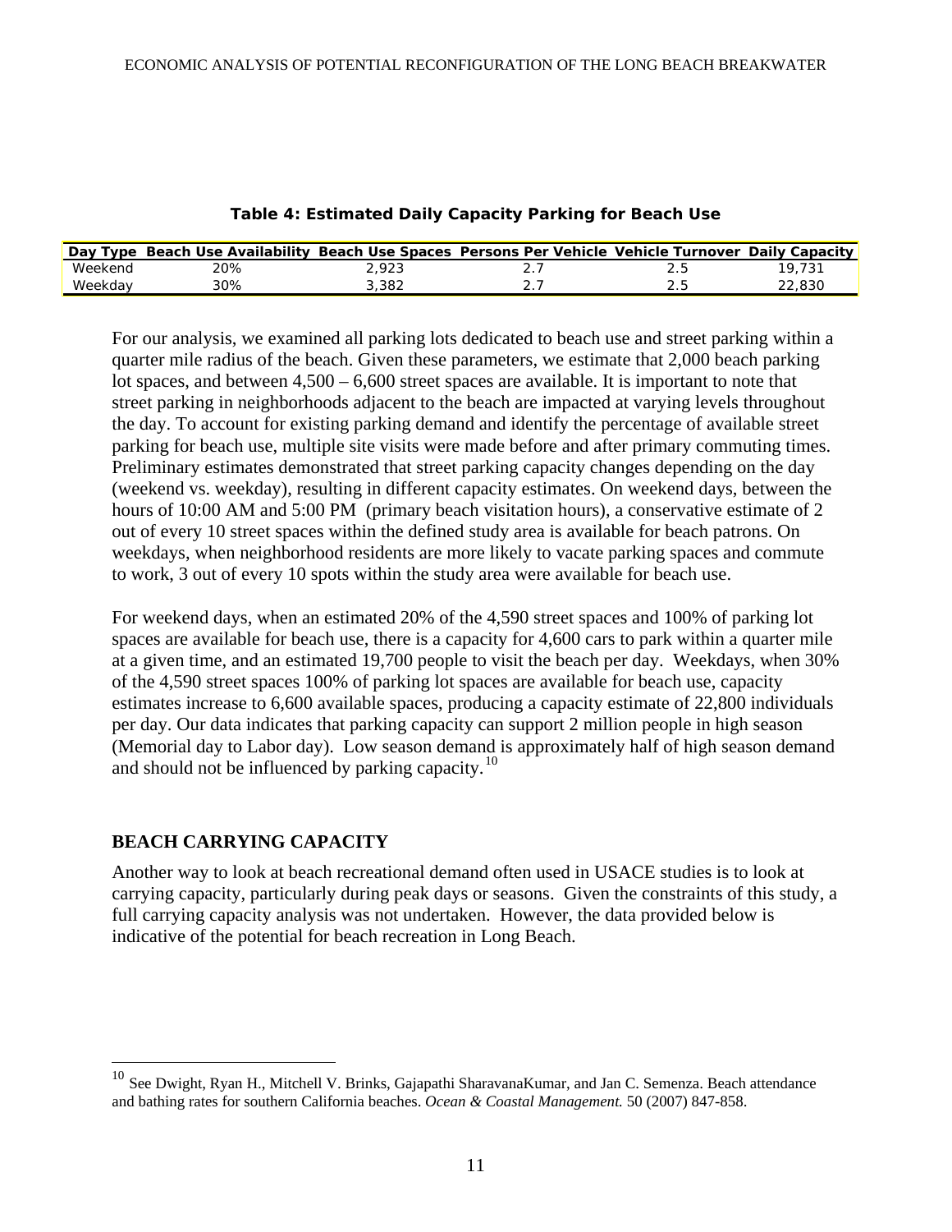**Table 4: Estimated Daily Capacity Parking for Beach Use**

| Day Type | Beach Use Availability | Beach Use Spaces | Persons Per Vehicle | Vehicle Turnover | Daily Capacity |
|---|---|---|---|---|---|
| Weekend | 20% | 2,923 | 2.7 | 2.5 | 19,731 |
| Weekday | 30% | 3,382 | 2.7 | 2.5 | 22,830 |

For our analysis, we examined all parking lots dedicated to beach use and street parking within a quarter mile radius of the beach. Given these parameters, we estimate that 2,000 beach parking lot spaces, and between 4,500 – 6,600 street spaces are available. It is important to note that street parking in neighborhoods adjacent to the beach are impacted at varying levels throughout the day. To account for existing parking demand and identify the percentage of available street parking for beach use, multiple site visits were made before and after primary commuting times. Preliminary estimates demonstrated that street parking capacity changes depending on the day (weekend vs. weekday), resulting in different capacity estimates. On weekend days, between the hours of 10:00 AM and 5:00 PM (primary beach visitation hours), a conservative estimate of 2 out of every 10 street spaces within the defined study area is available for beach patrons. On weekdays, when neighborhood residents are more likely to vacate parking spaces and commute to work, 3 out of every 10 spots within the study area were available for beach use.

For weekend days, when an estimated 20% of the 4,590 street spaces and 100% of parking lot spaces are available for beach use, there is a capacity for 4,600 cars to park within a quarter mile at a given time, and an estimated 19,700 people to visit the beach per day. Weekdays, when 30% of the 4,590 street spaces 100% of parking lot spaces are available for beach use, capacity estimates increase to 6,600 available spaces, producing a capacity estimate of 22,800 individuals per day. Our data indicates that parking capacity can support 2 million people in high season (Memorial day to Labor day). Low season demand is approximately half of high season demand and should not be influenced by parking capacity.[10]

## BEACH CARRYING CAPACITY

Another way to look at beach recreational demand often used in USACE studies is to look at carrying capacity, particularly during peak days or seasons. Given the constraints of this study, a full carrying capacity analysis was not undertaken. However, the data provided below is indicative of the potential for beach recreation in Long Beach.

[10] See Dwight, Ryan H., Mitchell V. Brinks, Gajapathi SharavanaKumar, and Jan C. Semenza. Beach attendance and bathing rates for southern California beaches. *Ocean & Coastal Management.* 50 (2007) 847-858.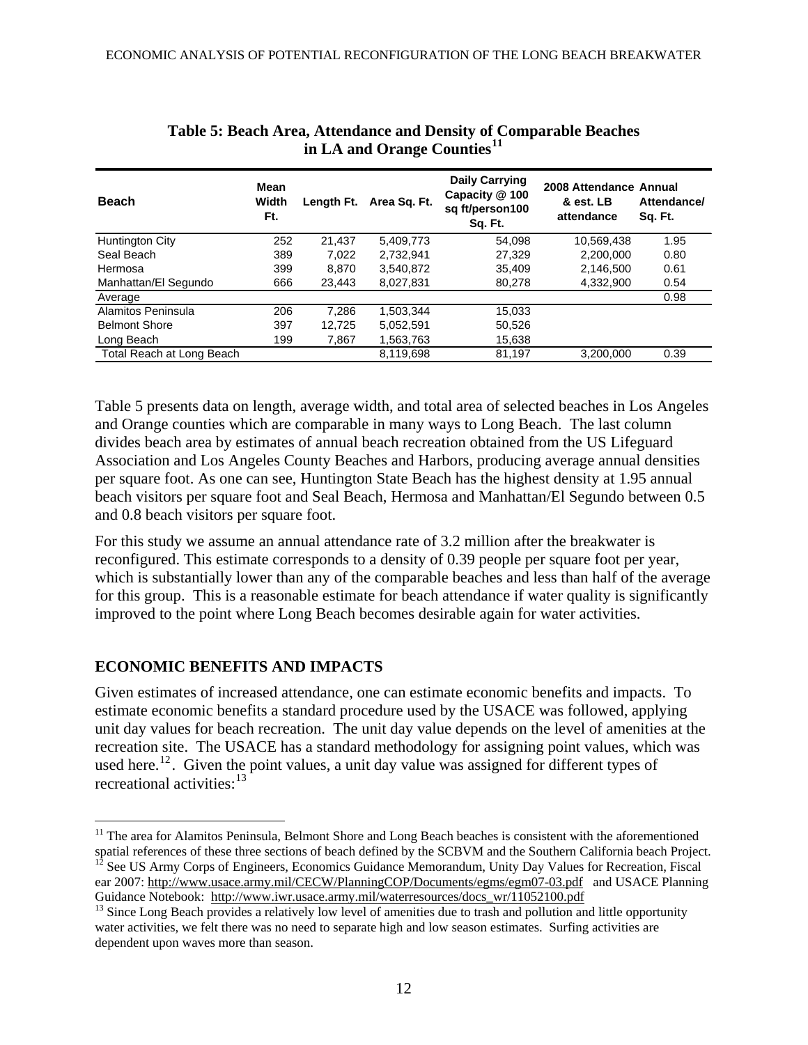**Table 5: Beach Area, Attendance and Density of Comparable Beaches in LA and Orange Counties[11]**

| Beach | Mean Width Ft. | Length Ft. | Area Sq. Ft. | Daily Carrying Capacity @ 100 sq ft/person100 Sq. Ft. | 2008 Attendance & est. LB attendance | Annual Attendance/ Sq. Ft. |
|---|---|---|---|---|---|---|
| Huntington City | 252 | 21,437 | 5,409,773 | 54,098 | 10,569,438 | 1.95 |
| Seal Beach | 389 | 7,022 | 2,732,941 | 27,329 | 2,200,000 | 0.80 |
| Hermosa | 399 | 8,870 | 3,540,872 | 35,409 | 2,146,500 | 0.61 |
| Manhattan/El Segundo | 666 | 23,443 | 8,027,831 | 80,278 | 4,332,900 | 0.54 |
| Average | | | | | | 0.98 |
| Alamitos Peninsula | 206 | 7,286 | 1,503,344 | 15,033 | | |
| Belmont Shore | 397 | 12,725 | 5,052,591 | 50,526 | | |
| Long Beach | 199 | 7,867 | 1,563,763 | 15,638 | | |
| Total Reach at Long Beach | | | 8,119,698 | 81,197 | 3,200,000 | 0.39 |

Table 5 presents data on length, average width, and total area of selected beaches in Los Angeles and Orange counties which are comparable in many ways to Long Beach. The last column divides beach area by estimates of annual beach recreation obtained from the US Lifeguard Association and Los Angeles County Beaches and Harbors, producing average annual densities per square foot. As one can see, Huntington State Beach has the highest density at 1.95 annual beach visitors per square foot and Seal Beach, Hermosa and Manhattan/El Segundo between 0.5 and 0.8 beach visitors per square foot.

For this study we assume an annual attendance rate of 3.2 million after the breakwater is reconfigured. This estimate corresponds to a density of 0.39 people per square foot per year, which is substantially lower than any of the comparable beaches and less than half of the average for this group. This is a reasonable estimate for beach attendance if water quality is significantly improved to the point where Long Beach becomes desirable again for water activities.

## ECONOMIC BENEFITS AND IMPACTS

Given estimates of increased attendance, one can estimate economic benefits and impacts. To estimate economic benefits a standard procedure used by the USACE was followed, applying unit day values for beach recreation. The unit day value depends on the level of amenities at the recreation site. The USACE has a standard methodology for assigning point values, which was used here.[12]. Given the point values, a unit day value was assigned for different types of recreational activities:[13]

---

[11] The area for Alamitos Peninsula, Belmont Shore and Long Beach beaches is consistent with the aforementioned spatial references of these three sections of beach defined by the SCBVM and the Southern California beach Project.

[12] See US Army Corps of Engineers, Economics Guidance Memorandum, Unity Day Values for Recreation, Fiscal ear 2007: http://www.usace.army.mil/CECW/PlanningCOP/Documents/egms/egm07-03.pdf and USACE Planning Guidance Notebook: http://www.iwr.usace.army.mil/waterresources/docs_wr/11052100.pdf

[13] Since Long Beach provides a relatively low level of amenities due to trash and pollution and little opportunity water activities, we felt there was no need to separate high and low season estimates. Surfing activities are dependent upon waves more than season.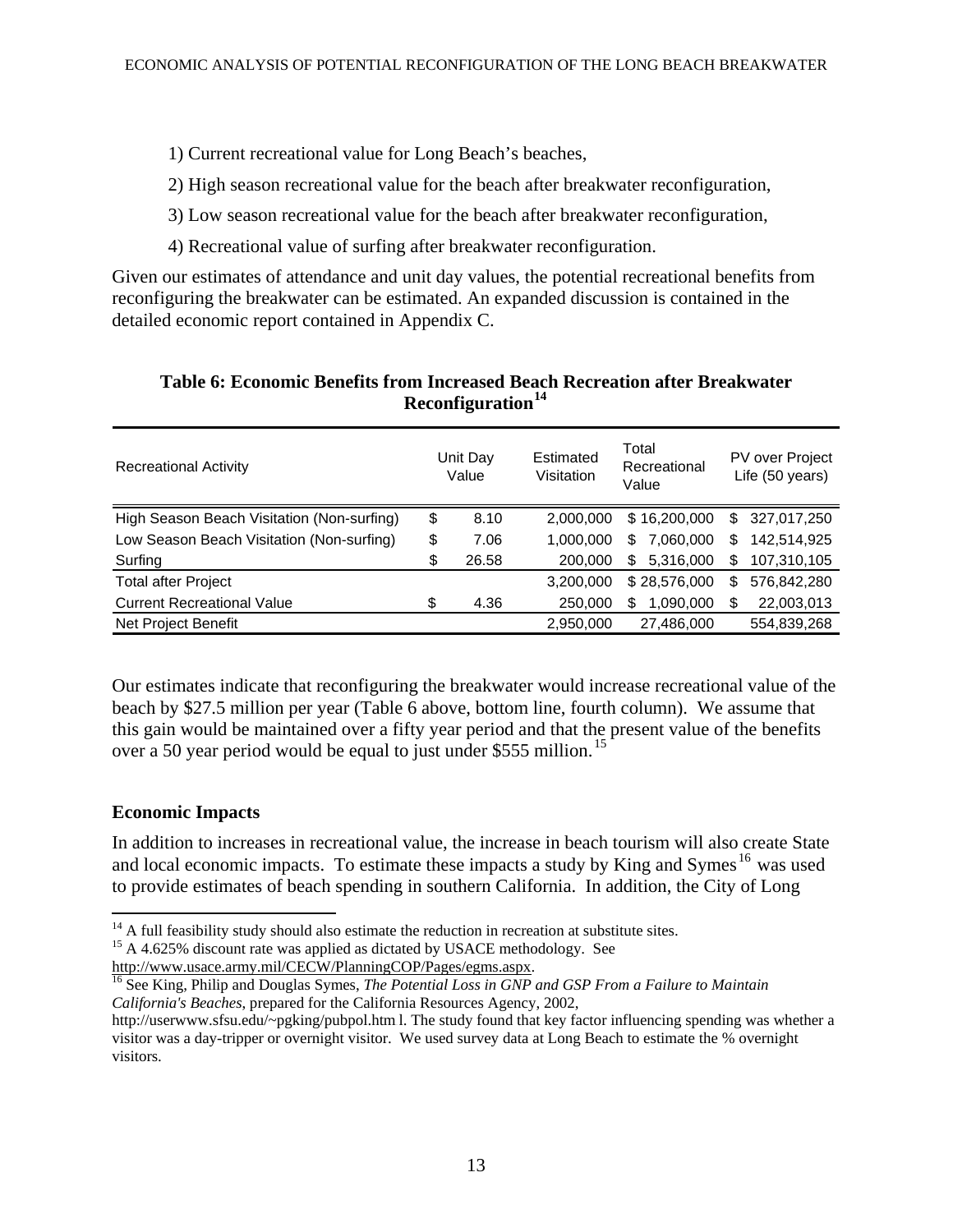1) Current recreational value for Long Beach's beaches,

2) High season recreational value for the beach after breakwater reconfiguration,

3) Low season recreational value for the beach after breakwater reconfiguration,

4) Recreational value of surfing after breakwater reconfiguration.

Given our estimates of attendance and unit day values, the potential recreational benefits from reconfiguring the breakwater can be estimated. An expanded discussion is contained in the detailed economic report contained in Appendix C.

**Table 6: Economic Benefits from Increased Beach Recreation after Breakwater Reconfiguration[14]**

| Recreational Activity | Unit Day Value | Estimated Visitation | Total Recreational Value | PV over Project Life (50 years) |
|---|---|---|---|---|
| High Season Beach Visitation (Non-surfing) | $ 8.10 | 2,000,000 | $ 16,200,000 | $ 327,017,250 |
| Low Season Beach Visitation (Non-surfing) | $ 7.06 | 1,000,000 | $ 7,060,000 | $ 142,514,925 |
| Surfing | $ 26.58 | 200,000 | $ 5,316,000 | $ 107,310,105 |
| Total after Project | | 3,200,000 | $ 28,576,000 | $ 576,842,280 |
| Current Recreational Value | $ 4.36 | 250,000 | $ 1,090,000 | $ 22,003,013 |
| Net Project Benefit | | 2,950,000 | 27,486,000 | 554,839,268 |

Our estimates indicate that reconfiguring the breakwater would increase recreational value of the beach by $27.5 million per year (Table 6 above, bottom line, fourth column). We assume that this gain would be maintained over a fifty year period and that the present value of the benefits over a 50 year period would be equal to just under $555 million.[15]

## Economic Impacts

In addition to increases in recreational value, the increase in beach tourism will also create State and local economic impacts. To estimate these impacts a study by King and Symes[16] was used to provide estimates of beach spending in southern California. In addition, the City of Long

---

[14] A full feasibility study should also estimate the reduction in recreation at substitute sites.

[15] A 4.625% discount rate was applied as dictated by USACE methodology. See http://www.usace.army.mil/CECW/PlanningCOP/Pages/egms.aspx.

[16] See King, Philip and Douglas Symes, *The Potential Loss in GNP and GSP From a Failure to Maintain California's Beaches*, prepared for the California Resources Agency, 2002, http://userwww.sfsu.edu/~pgking/pubpol.htm l. The study found that key factor influencing spending was whether a visitor was a day-tripper or overnight visitor. We used survey data at Long Beach to estimate the % overnight visitors.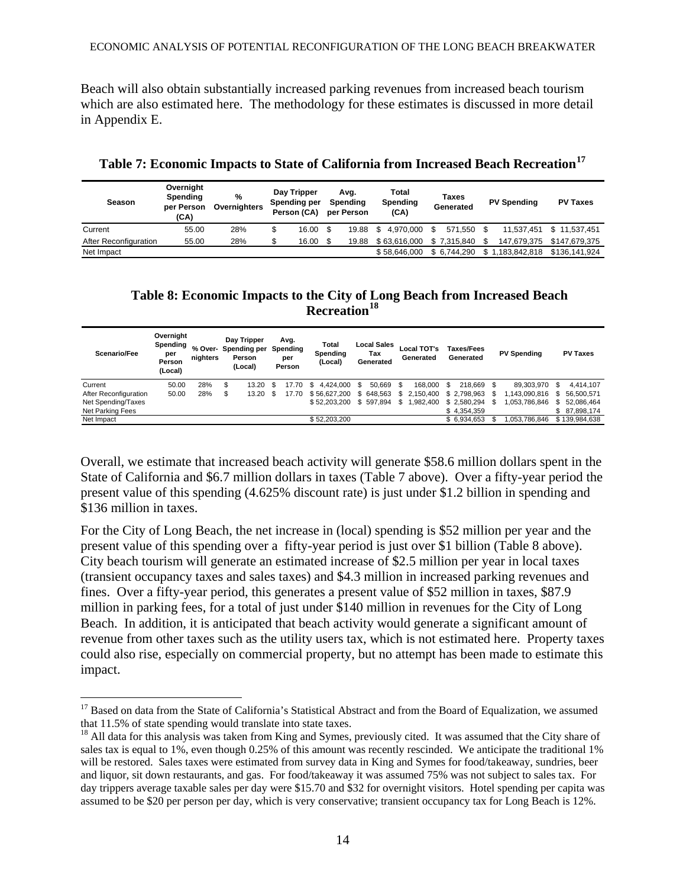Beach will also obtain substantially increased parking revenues from increased beach tourism which are also estimated here. The methodology for these estimates is discussed in more detail in Appendix E.

**Table 7: Economic Impacts to State of California from Increased Beach Recreation[17]**

| Season | Overnight Spending per Person (CA) | % Overnighters | Day Tripper Spending per Person (CA) | Avg. Spending per Person | Total Spending (CA) | Taxes Generated | PV Spending | PV Taxes |
|---|---|---|---|---|---|---|---|---|
| Current | 55.00 | 28% | $ 16.00 | $ 19.88 | $ 4,970,000 | $ 571,550 | $ 11,537,451 | $ 11,537,451 |
| After Reconfiguration | 55.00 | 28% | $ 16.00 | $ 19.88 | $ 63,616,000 | $ 7,315,840 | $ 147,679,375 | $147,679,375 |
| Net Impact | | | | | $ 58,646,000 | $ 6,744,290 | $ 1,183,842,818 | $136,141,924 |

**Table 8: Economic Impacts to the City of Long Beach from Increased Beach Recreation[18]**

| Scenario/Fee | Overnight Spending per Person (Local) | % Over-nighters | Day Tripper Spending per Person (Local) | Avg. Spending per Person | Total Spending (Local) | Local Sales Tax Generated | Local TOT's Generated | Taxes/Fees Generated | PV Spending | PV Taxes |
|---|---|---|---|---|---|---|---|---|---|---|
| Current | 50.00 | 28% | $ 13.20 | $ 17.70 | $ 4,424,000 | $ 50,669 | $ 168,000 | $ 218,669 | $ 89,303,970 | $ 4,414,107 |
| After Reconfiguration | 50.00 | 28% | $ 13.20 | $ 17.70 | $ 56,627,200 | $ 648,563 | $ 2,150,400 | $ 2,798,963 | $ 1,143,090,816 | $ 56,500,571 |
| Net Spending/Taxes | | | | | $ 52,203,200 | $ 597,894 | $ 1,982,400 | $ 2,580,294 | $ 1,053,786,846 | $ 52,086,464 |
| Net Parking Fees | | | | | | | | $ 4,354,359 | | $ 87,898,174 |
| Net Impact | | | | | $ 52,203,200 | | | $ 6,934,653 | $ 1,053,786,846 | $ 139,984,638 |

Overall, we estimate that increased beach activity will generate $58.6 million dollars spent in the State of California and $6.7 million dollars in taxes (Table 7 above). Over a fifty-year period the present value of this spending (4.625% discount rate) is just under $1.2 billion in spending and $136 million in taxes.

For the City of Long Beach, the net increase in (local) spending is $52 million per year and the present value of this spending over a fifty-year period is just over $1 billion (Table 8 above). City beach tourism will generate an estimated increase of $2.5 million per year in local taxes (transient occupancy taxes and sales taxes) and $4.3 million in increased parking revenues and fines. Over a fifty-year period, this generates a present value of $52 million in taxes, $87.9 million in parking fees, for a total of just under $140 million in revenues for the City of Long Beach. In addition, it is anticipated that beach activity would generate a significant amount of revenue from other taxes such as the utility users tax, which is not estimated here. Property taxes could also rise, especially on commercial property, but no attempt has been made to estimate this impact.

---

[17] Based on data from the State of California's Statistical Abstract and from the Board of Equalization, we assumed that 11.5% of state spending would translate into state taxes.

[18] All data for this analysis was taken from King and Symes, previously cited. It was assumed that the City share of sales tax is equal to 1%, even though 0.25% of this amount was recently rescinded. We anticipate the traditional 1% will be restored. Sales taxes were estimated from survey data in King and Symes for food/takeaway, sundries, beer and liquor, sit down restaurants, and gas. For food/takeaway it was assumed 75% was not subject to sales tax. For day trippers average taxable sales per day were $15.70 and $32 for overnight visitors. Hotel spending per capita was assumed to be $20 per person per day, which is very conservative; transient occupancy tax for Long Beach is 12%.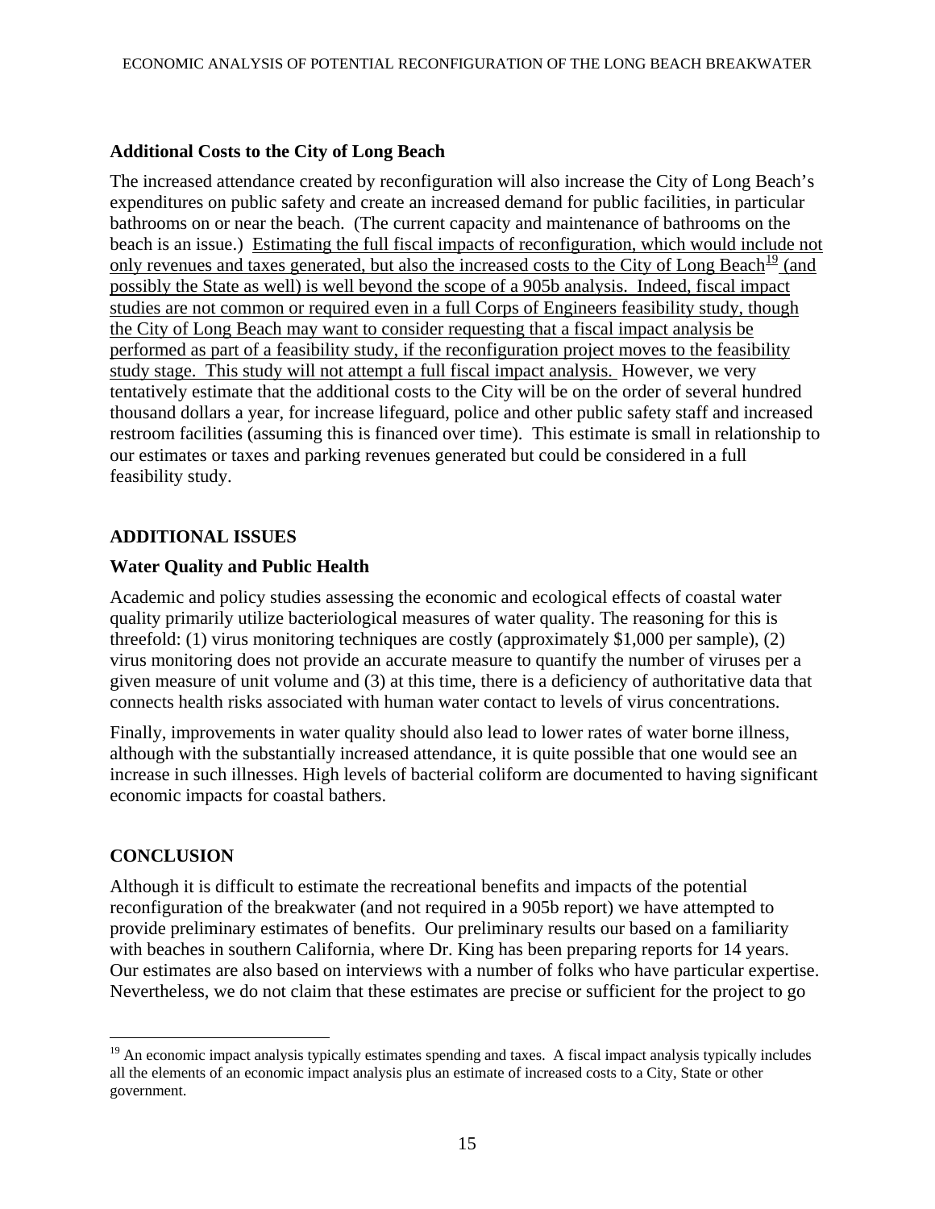### Additional Costs to the City of Long Beach

The increased attendance created by reconfiguration will also increase the City of Long Beach's expenditures on public safety and create an increased demand for public facilities, in particular bathrooms on or near the beach. (The current capacity and maintenance of bathrooms on the beach is an issue.) Estimating the full fiscal impacts of reconfiguration, which would include not only revenues and taxes generated, but also the increased costs to the City of Long Beach[19] (and possibly the State as well) is well beyond the scope of a 905b analysis. Indeed, fiscal impact studies are not common or required even in a full Corps of Engineers feasibility study, though the City of Long Beach may want to consider requesting that a fiscal impact analysis be performed as part of a feasibility study, if the reconfiguration project moves to the feasibility study stage. This study will not attempt a full fiscal impact analysis. However, we very tentatively estimate that the additional costs to the City will be on the order of several hundred thousand dollars a year, for increase lifeguard, police and other public safety staff and increased restroom facilities (assuming this is financed over time). This estimate is small in relationship to our estimates or taxes and parking revenues generated but could be considered in a full feasibility study.

## ADDITIONAL ISSUES

### Water Quality and Public Health

Academic and policy studies assessing the economic and ecological effects of coastal water quality primarily utilize bacteriological measures of water quality. The reasoning for this is threefold: (1) virus monitoring techniques are costly (approximately $1,000 per sample), (2) virus monitoring does not provide an accurate measure to quantify the number of viruses per a given measure of unit volume and (3) at this time, there is a deficiency of authoritative data that connects health risks associated with human water contact to levels of virus concentrations.

Finally, improvements in water quality should also lead to lower rates of water borne illness, although with the substantially increased attendance, it is quite possible that one would see an increase in such illnesses. High levels of bacterial coliform are documented to having significant economic impacts for coastal bathers.

## CONCLUSION

Although it is difficult to estimate the recreational benefits and impacts of the potential reconfiguration of the breakwater (and not required in a 905b report) we have attempted to provide preliminary estimates of benefits. Our preliminary results our based on a familiarity with beaches in southern California, where Dr. King has been preparing reports for 14 years. Our estimates are also based on interviews with a number of folks who have particular expertise. Nevertheless, we do not claim that these estimates are precise or sufficient for the project to go

---

[19] An economic impact analysis typically estimates spending and taxes. A fiscal impact analysis typically includes all the elements of an economic impact analysis plus an estimate of increased costs to a City, State or other government.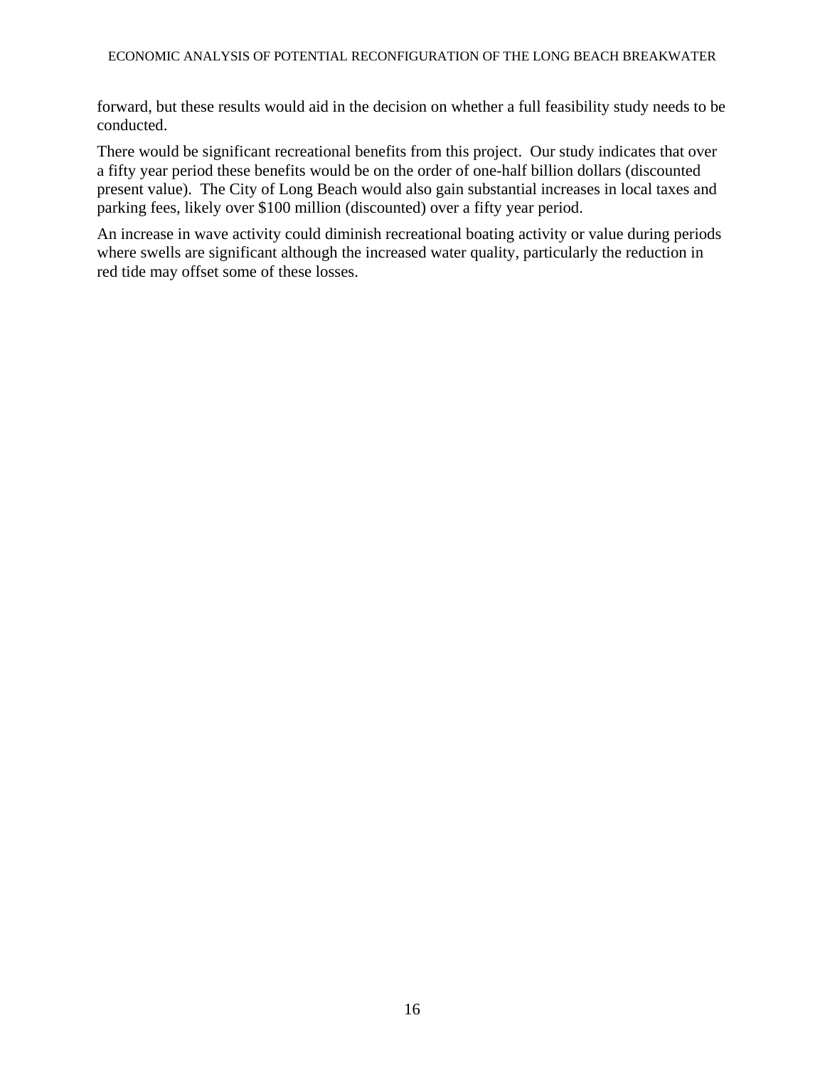forward, but these results would aid in the decision on whether a full feasibility study needs to be conducted.

There would be significant recreational benefits from this project. Our study indicates that over a fifty year period these benefits would be on the order of one-half billion dollars (discounted present value). The City of Long Beach would also gain substantial increases in local taxes and parking fees, likely over $100 million (discounted) over a fifty year period.

An increase in wave activity could diminish recreational boating activity or value during periods where swells are significant although the increased water quality, particularly the reduction in red tide may offset some of these losses.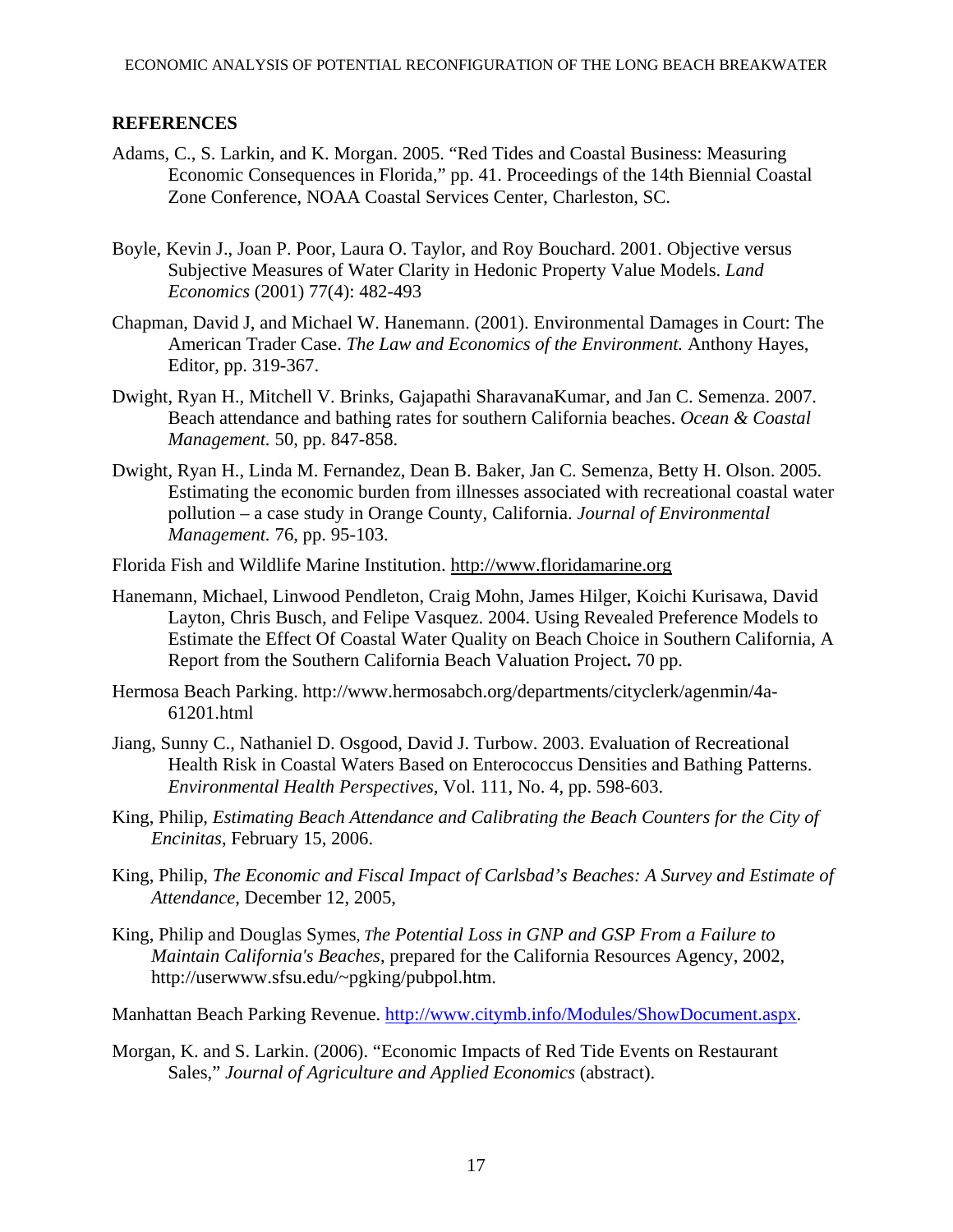## REFERENCES

Adams, C., S. Larkin, and K. Morgan. 2005. "Red Tides and Coastal Business: Measuring Economic Consequences in Florida," pp. 41. Proceedings of the 14th Biennial Coastal Zone Conference, NOAA Coastal Services Center, Charleston, SC.

Boyle, Kevin J., Joan P. Poor, Laura O. Taylor, and Roy Bouchard. 2001. Objective versus Subjective Measures of Water Clarity in Hedonic Property Value Models. *Land Economics* (2001) 77(4): 482-493

Chapman, David J, and Michael W. Hanemann. (2001). Environmental Damages in Court: The American Trader Case. *The Law and Economics of the Environment.* Anthony Hayes, Editor, pp. 319-367.

Dwight, Ryan H., Mitchell V. Brinks, Gajapathi SharavanaKumar, and Jan C. Semenza. 2007. Beach attendance and bathing rates for southern California beaches. *Ocean & Coastal Management.* 50, pp. 847-858.

Dwight, Ryan H., Linda M. Fernandez, Dean B. Baker, Jan C. Semenza, Betty H. Olson. 2005. Estimating the economic burden from illnesses associated with recreational coastal water pollution – a case study in Orange County, California. *Journal of Environmental Management.* 76, pp. 95-103.

Florida Fish and Wildlife Marine Institution. http://www.floridamarine.org

Hanemann, Michael, Linwood Pendleton, Craig Mohn, James Hilger, Koichi Kurisawa, David Layton, Chris Busch, and Felipe Vasquez. 2004. Using Revealed Preference Models to Estimate the Effect Of Coastal Water Quality on Beach Choice in Southern California, A Report from the Southern California Beach Valuation Project**.** 70 pp.

Hermosa Beach Parking. http://www.hermosabch.org/departments/cityclerk/agenmin/4a-61201.html

Jiang, Sunny C., Nathaniel D. Osgood, David J. Turbow. 2003. Evaluation of Recreational Health Risk in Coastal Waters Based on Enterococcus Densities and Bathing Patterns. *Environmental Health Perspectives*, Vol. 111, No. 4, pp. 598-603.

King, Philip, *Estimating Beach Attendance and Calibrating the Beach Counters for the City of Encinitas*, February 15, 2006.

King, Philip, *The Economic and Fiscal Impact of Carlsbad's Beaches: A Survey and Estimate of Attendance*, December 12, 2005,

King, Philip and Douglas Symes, *The Potential Loss in GNP and GSP From a Failure to Maintain California's Beaches*, prepared for the California Resources Agency, 2002, http://userwww.sfsu.edu/~pgking/pubpol.htm.

Manhattan Beach Parking Revenue. http://www.citymb.info/Modules/ShowDocument.aspx.

Morgan, K. and S. Larkin. (2006). "Economic Impacts of Red Tide Events on Restaurant Sales," *Journal of Agriculture and Applied Economics* (abstract).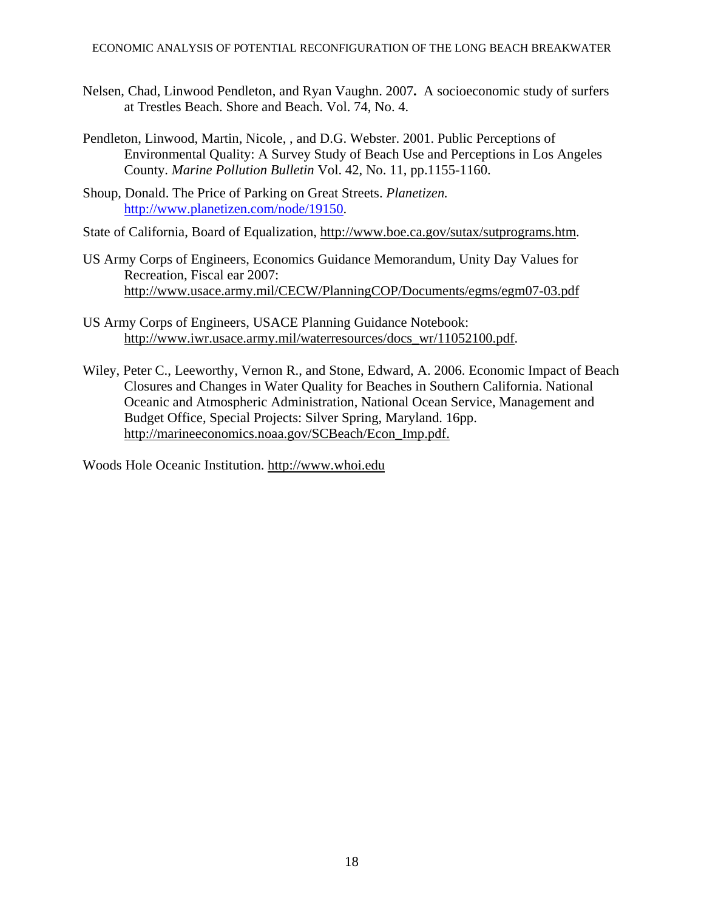Nelsen, Chad, Linwood Pendleton, and Ryan Vaughn. 2007**.** A socioeconomic study of surfers at Trestles Beach. Shore and Beach. Vol. 74, No. 4.

Pendleton, Linwood, Martin, Nicole, , and D.G. Webster. 2001. Public Perceptions of Environmental Quality: A Survey Study of Beach Use and Perceptions in Los Angeles County. *Marine Pollution Bulletin* Vol. 42, No. 11, pp.1155-1160.

Shoup, Donald. The Price of Parking on Great Streets. *Planetizen.* http://www.planetizen.com/node/19150.

State of California, Board of Equalization, http://www.boe.ca.gov/sutax/sutprograms.htm.

US Army Corps of Engineers, Economics Guidance Memorandum, Unity Day Values for Recreation, Fiscal ear 2007: http://www.usace.army.mil/CECW/PlanningCOP/Documents/egms/egm07-03.pdf

US Army Corps of Engineers, USACE Planning Guidance Notebook: http://www.iwr.usace.army.mil/waterresources/docs_wr/11052100.pdf.

Wiley, Peter C., Leeworthy, Vernon R., and Stone, Edward, A. 2006. Economic Impact of Beach Closures and Changes in Water Quality for Beaches in Southern California. National Oceanic and Atmospheric Administration, National Ocean Service, Management and Budget Office, Special Projects: Silver Spring, Maryland. 16pp. http://marineeconomics.noaa.gov/SCBeach/Econ_Imp.pdf.

Woods Hole Oceanic Institution. http://www.whoi.edu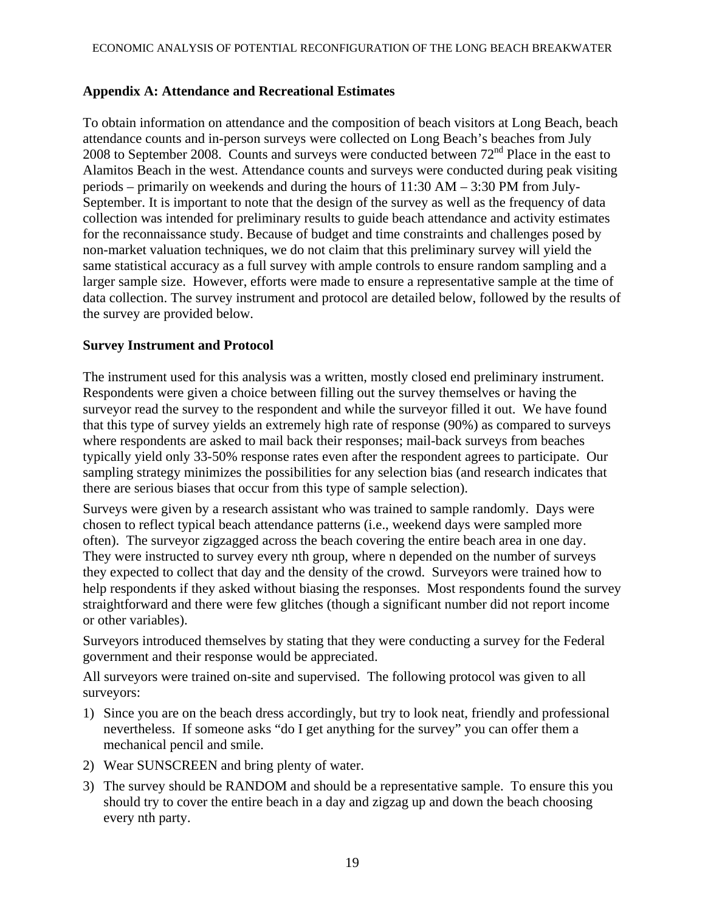## Appendix A: Attendance and Recreational Estimates

To obtain information on attendance and the composition of beach visitors at Long Beach, beach attendance counts and in-person surveys were collected on Long Beach's beaches from July 2008 to September 2008. Counts and surveys were conducted between 72nd Place in the east to Alamitos Beach in the west. Attendance counts and surveys were conducted during peak visiting periods – primarily on weekends and during the hours of 11:30 AM – 3:30 PM from July-September. It is important to note that the design of the survey as well as the frequency of data collection was intended for preliminary results to guide beach attendance and activity estimates for the reconnaissance study. Because of budget and time constraints and challenges posed by non-market valuation techniques, we do not claim that this preliminary survey will yield the same statistical accuracy as a full survey with ample controls to ensure random sampling and a larger sample size. However, efforts were made to ensure a representative sample at the time of data collection. The survey instrument and protocol are detailed below, followed by the results of the survey are provided below.

### Survey Instrument and Protocol

The instrument used for this analysis was a written, mostly closed end preliminary instrument. Respondents were given a choice between filling out the survey themselves or having the surveyor read the survey to the respondent and while the surveyor filled it out. We have found that this type of survey yields an extremely high rate of response (90%) as compared to surveys where respondents are asked to mail back their responses; mail-back surveys from beaches typically yield only 33-50% response rates even after the respondent agrees to participate. Our sampling strategy minimizes the possibilities for any selection bias (and research indicates that there are serious biases that occur from this type of sample selection).

Surveys were given by a research assistant who was trained to sample randomly. Days were chosen to reflect typical beach attendance patterns (i.e., weekend days were sampled more often). The surveyor zigzagged across the beach covering the entire beach area in one day. They were instructed to survey every nth group, where n depended on the number of surveys they expected to collect that day and the density of the crowd. Surveyors were trained how to help respondents if they asked without biasing the responses. Most respondents found the survey straightforward and there were few glitches (though a significant number did not report income or other variables).

Surveyors introduced themselves by stating that they were conducting a survey for the Federal government and their response would be appreciated.

All surveyors were trained on-site and supervised. The following protocol was given to all surveyors:

1) Since you are on the beach dress accordingly, but try to look neat, friendly and professional nevertheless. If someone asks "do I get anything for the survey" you can offer them a mechanical pencil and smile.
2) Wear SUNSCREEN and bring plenty of water.
3) The survey should be RANDOM and should be a representative sample. To ensure this you should try to cover the entire beach in a day and zigzag up and down the beach choosing every nth party.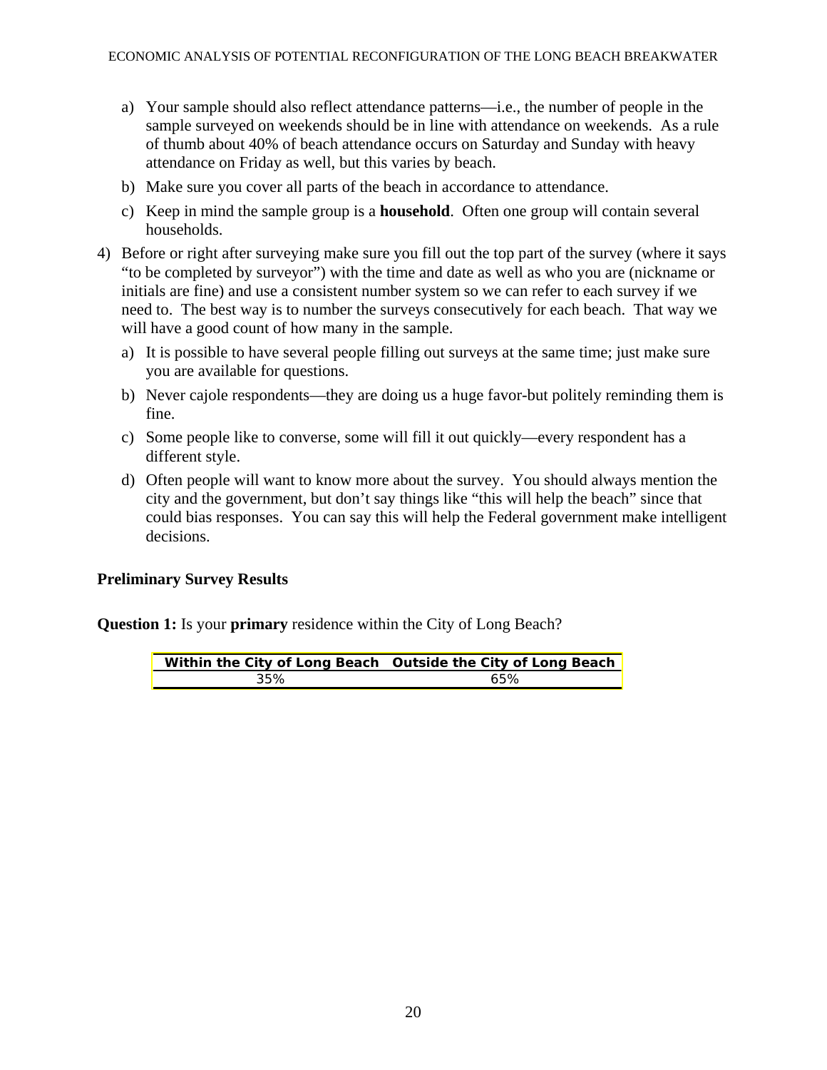a) Your sample should also reflect attendance patterns—i.e., the number of people in the sample surveyed on weekends should be in line with attendance on weekends. As a rule of thumb about 40% of beach attendance occurs on Saturday and Sunday with heavy attendance on Friday as well, but this varies by beach.

b) Make sure you cover all parts of the beach in accordance to attendance.

c) Keep in mind the sample group is a **household**. Often one group will contain several households.

4) Before or right after surveying make sure you fill out the top part of the survey (where it says "to be completed by surveyor") with the time and date as well as who you are (nickname or initials are fine) and use a consistent number system so we can refer to each survey if we need to. The best way is to number the surveys consecutively for each beach. That way we will have a good count of how many in the sample.

   a) It is possible to have several people filling out surveys at the same time; just make sure you are available for questions.

   b) Never cajole respondents—they are doing us a huge favor-but politely reminding them is fine.

   c) Some people like to converse, some will fill it out quickly—every respondent has a different style.

   d) Often people will want to know more about the survey. You should always mention the city and the government, but don't say things like "this will help the beach" since that could bias responses. You can say this will help the Federal government make intelligent decisions.

**Preliminary Survey Results**

**Question 1:** Is your **primary** residence within the City of Long Beach?

| Within the City of Long Beach | Outside the City of Long Beach |
|---|---|
| 35% | 65% |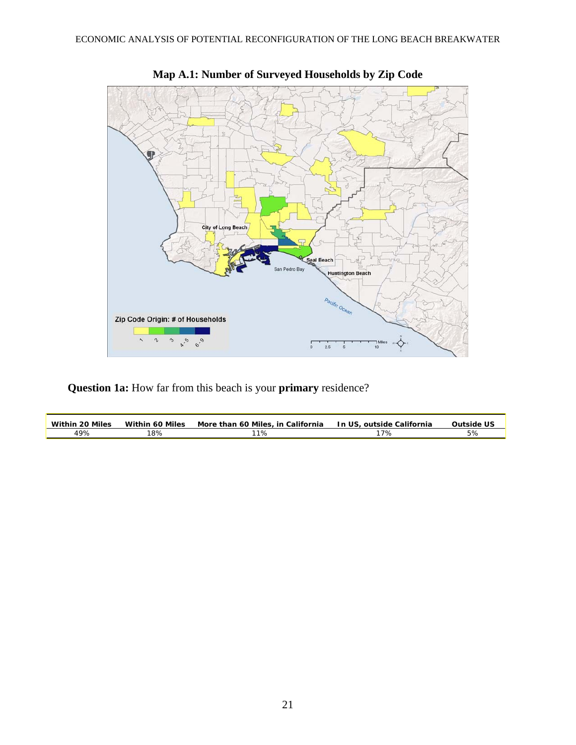**Map A.1: Number of Surveyed Households by Zip Code**

**Question 1a:** How far from this beach is your **primary** residence?

| Within 20 Miles | Within 60 Miles | More than 60 Miles, in California | In US, outside California | Outside US |
|---|---|---|---|---|
| 49% | 18% | 11% | 17% | 5% |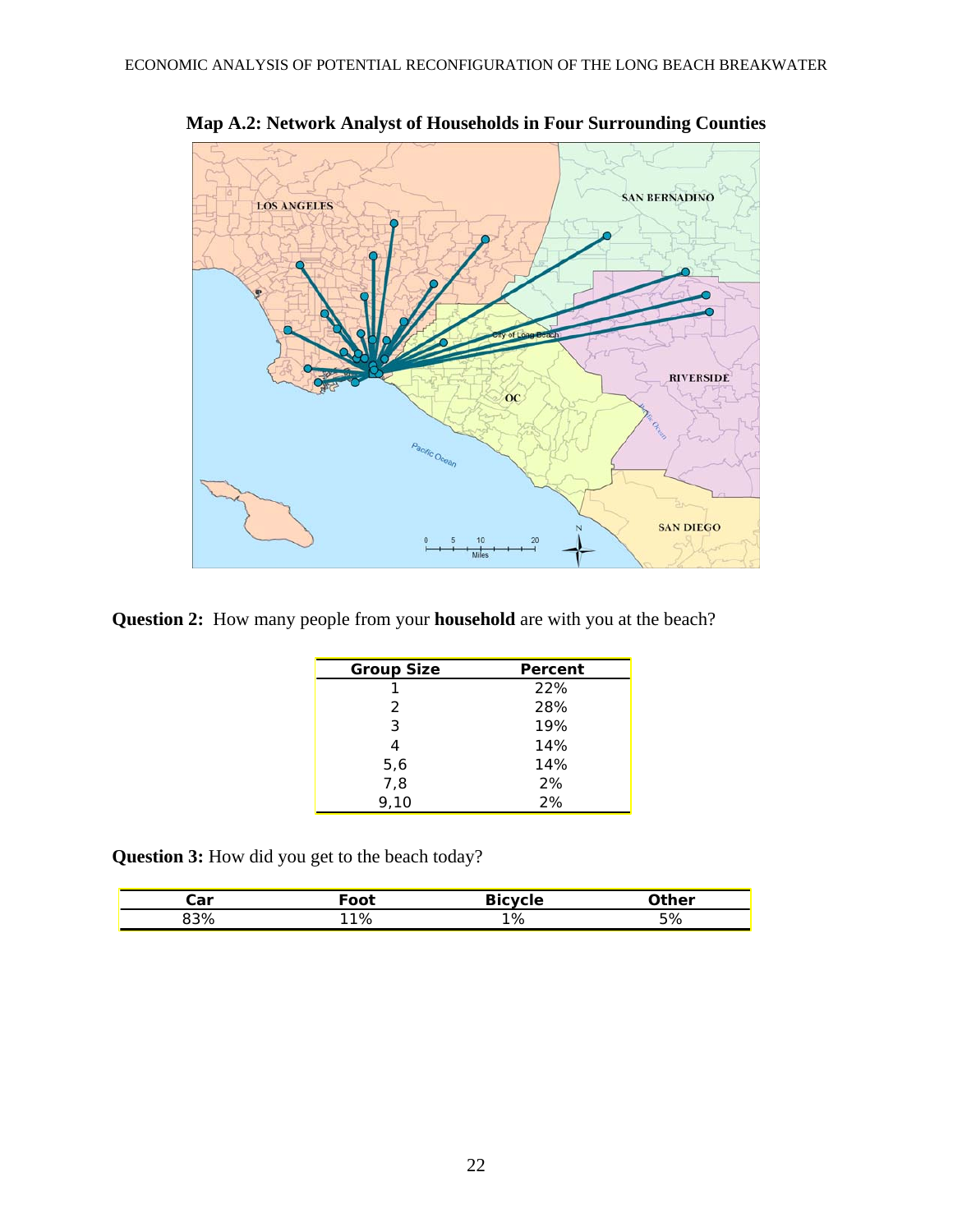**Map A.2: Network Analyst of Households in Four Surrounding Counties**

**Question 2:** How many people from your **household** are with you at the beach?

| Group Size | Percent |
|---|---|
| 1 | 22% |
| 2 | 28% |
| 3 | 19% |
| 4 | 14% |
| 5,6 | 14% |
| 7,8 | 2% |
| 9,10 | 2% |

**Question 3:** How did you get to the beach today?

| Car | Foot | Bicycle | Other |
|---|---|---|---|
| 83% | 11% | 1% | 5% |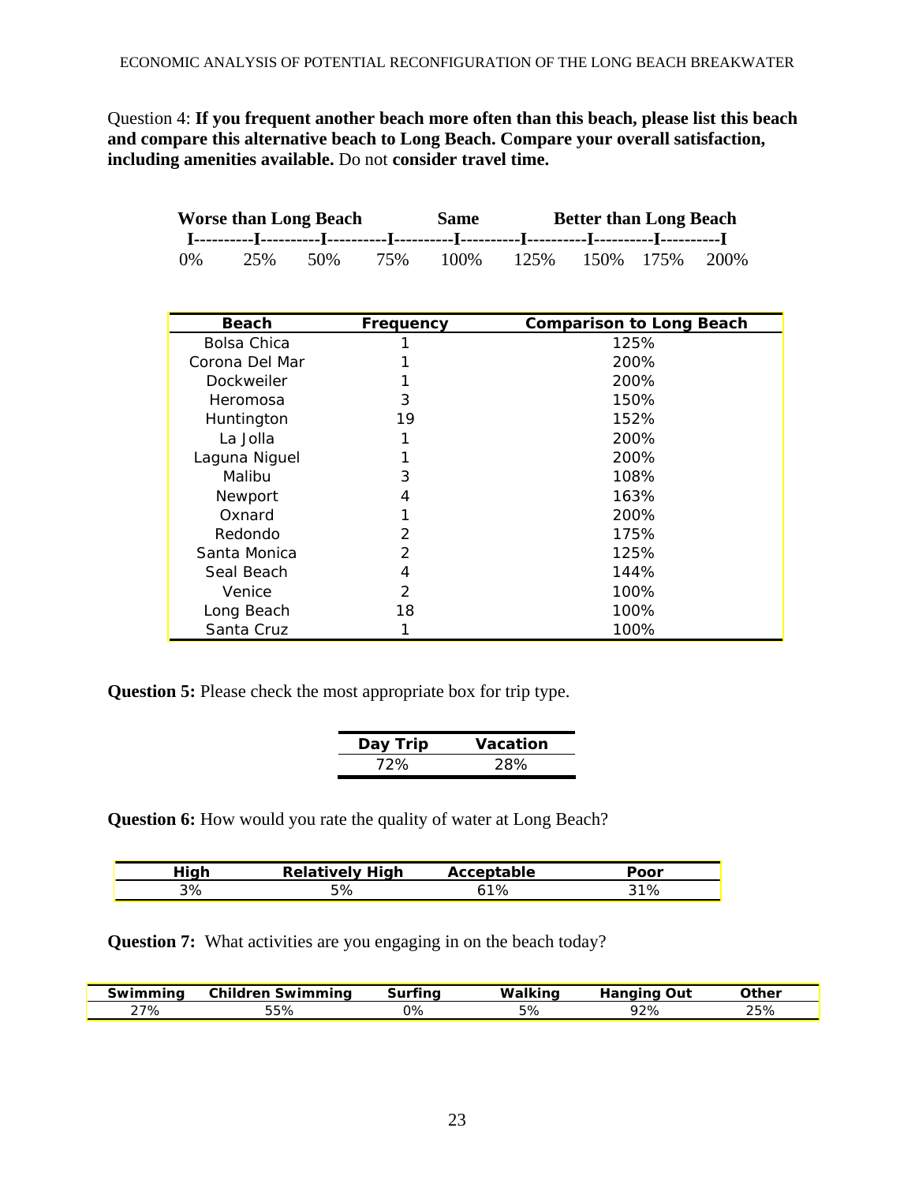Question 4: **If you frequent another beach more often than this beach, please list this beach and compare this alternative beach to Long Beach. Compare your overall satisfaction, including amenities available.** Do not **consider travel time.**

```
  Worse than Long Beach          Same          Better than Long Beach
 I----------I----------I----------I----------I----------I----------I----------I----------I
0%       25%      50%      75%      100%     125%     150%   175%    200%
```

| Beach | Frequency | Comparison to Long Beach |
|---|---|---|
| Bolsa Chica | 1 | 125% |
| Corona Del Mar | 1 | 200% |
| Dockweiler | 1 | 200% |
| Heromosa | 3 | 150% |
| Huntington | 19 | 152% |
| La Jolla | 1 | 200% |
| Laguna Niguel | 1 | 200% |
| Malibu | 3 | 108% |
| Newport | 4 | 163% |
| Oxnard | 1 | 200% |
| Redondo | 2 | 175% |
| Santa Monica | 2 | 125% |
| Seal Beach | 4 | 144% |
| Venice | 2 | 100% |
| Long Beach | 18 | 100% |
| Santa Cruz | 1 | 100% |

**Question 5:** Please check the most appropriate box for trip type.

| Day Trip | Vacation |
|---|---|
| 72% | 28% |

**Question 6:** How would you rate the quality of water at Long Beach?

| High | Relatively High | Acceptable | Poor |
|---|---|---|---|
| 3% | 5% | 61% | 31% |

**Question 7:** What activities are you engaging in on the beach today?

| Swimming | Children Swimming | Surfing | Walking | Hanging Out | Other |
|---|---|---|---|---|---|
| 27% | 55% | 0% | 5% | 92% | 25% |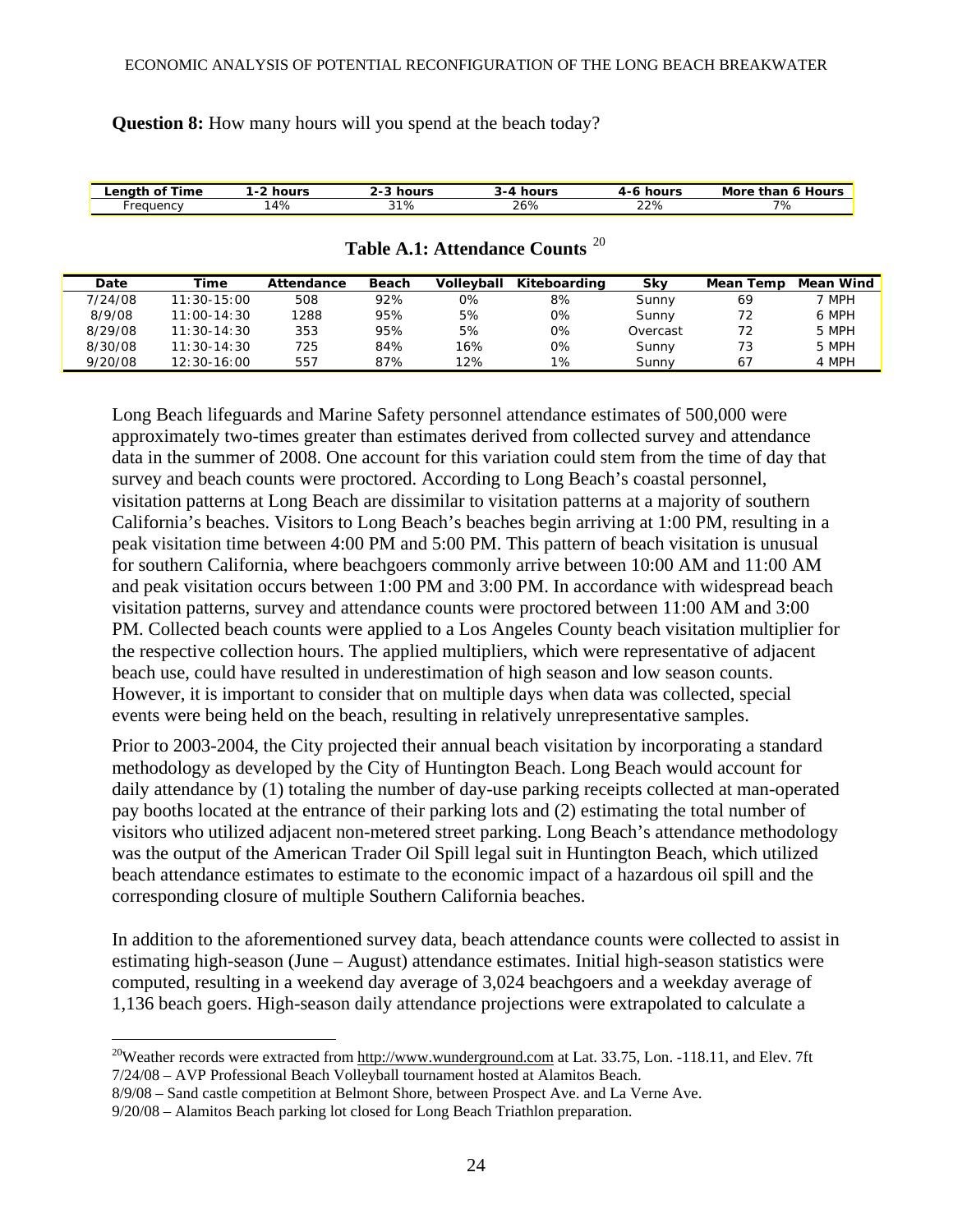**Question 8:** How many hours will you spend at the beach today?

| Length of Time | 1-2 hours | 2-3 hours | 3-4 hours | 4-6 hours | More than 6 Hours |
|---|---|---|---|---|---|
| Frequency | 14% | 31% | 26% | 22% | 7% |

**Table A.1: Attendance Counts** [20]

| Date | Time | Attendance | Beach | Volleyball | Kiteboarding | Sky | Mean Temp | Mean Wind |
|---|---|---|---|---|---|---|---|---|
| 7/24/08 | 11:30-15:00 | 508 | 92% | 0% | 8% | Sunny | 69 | 7 MPH |
| 8/9/08 | 11:00-14:30 | 1288 | 95% | 5% | 0% | Sunny | 72 | 6 MPH |
| 8/29/08 | 11:30-14:30 | 353 | 95% | 5% | 0% | Overcast | 72 | 5 MPH |
| 8/30/08 | 11:30-14:30 | 725 | 84% | 16% | 0% | Sunny | 73 | 5 MPH |
| 9/20/08 | 12:30-16:00 | 557 | 87% | 12% | 1% | Sunny | 67 | 4 MPH |

Long Beach lifeguards and Marine Safety personnel attendance estimates of 500,000 were approximately two-times greater than estimates derived from collected survey and attendance data in the summer of 2008. One account for this variation could stem from the time of day that survey and beach counts were proctored. According to Long Beach's coastal personnel, visitation patterns at Long Beach are dissimilar to visitation patterns at a majority of southern California's beaches. Visitors to Long Beach's beaches begin arriving at 1:00 PM, resulting in a peak visitation time between 4:00 PM and 5:00 PM. This pattern of beach visitation is unusual for southern California, where beachgoers commonly arrive between 10:00 AM and 11:00 AM and peak visitation occurs between 1:00 PM and 3:00 PM. In accordance with widespread beach visitation patterns, survey and attendance counts were proctored between 11:00 AM and 3:00 PM. Collected beach counts were applied to a Los Angeles County beach visitation multiplier for the respective collection hours. The applied multipliers, which were representative of adjacent beach use, could have resulted in underestimation of high season and low season counts. However, it is important to consider that on multiple days when data was collected, special events were being held on the beach, resulting in relatively unrepresentative samples.

Prior to 2003-2004, the City projected their annual beach visitation by incorporating a standard methodology as developed by the City of Huntington Beach. Long Beach would account for daily attendance by (1) totaling the number of day-use parking receipts collected at man-operated pay booths located at the entrance of their parking lots and (2) estimating the total number of visitors who utilized adjacent non-metered street parking. Long Beach's attendance methodology was the output of the American Trader Oil Spill legal suit in Huntington Beach, which utilized beach attendance estimates to estimate to the economic impact of a hazardous oil spill and the corresponding closure of multiple Southern California beaches.

In addition to the aforementioned survey data, beach attendance counts were collected to assist in estimating high-season (June – August) attendance estimates. Initial high-season statistics were computed, resulting in a weekend day average of 3,024 beachgoers and a weekday average of 1,136 beach goers. High-season daily attendance projections were extrapolated to calculate a

---

[20]Weather records were extracted from http://www.wunderground.com at Lat. 33.75, Lon. -118.11, and Elev. 7ft
7/24/08 – AVP Professional Beach Volleyball tournament hosted at Alamitos Beach.
8/9/08 – Sand castle competition at Belmont Shore, between Prospect Ave. and La Verne Ave.
9/20/08 – Alamitos Beach parking lot closed for Long Beach Triathlon preparation.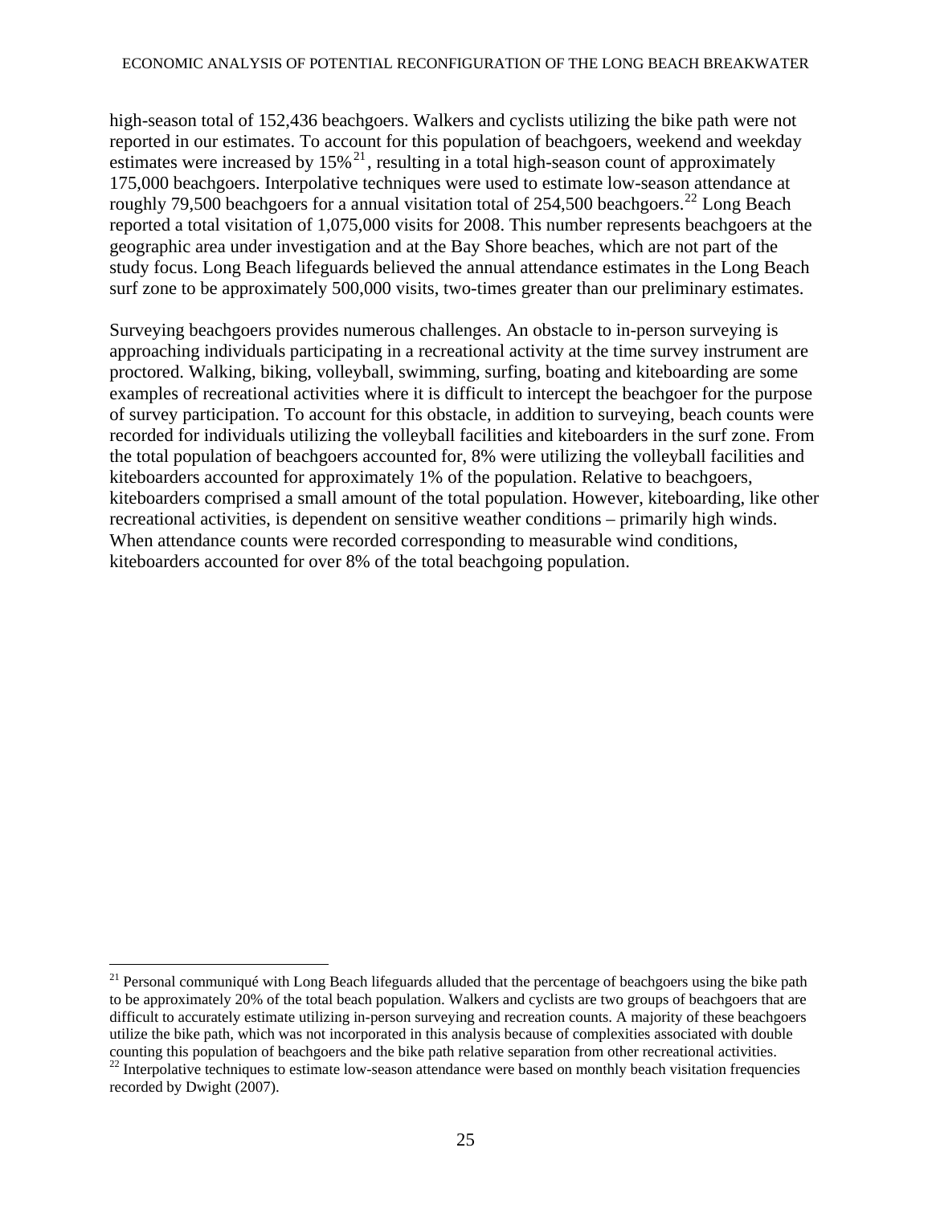high-season total of 152,436 beachgoers. Walkers and cyclists utilizing the bike path were not reported in our estimates. To account for this population of beachgoers, weekend and weekday estimates were increased by 15%[21], resulting in a total high-season count of approximately 175,000 beachgoers. Interpolative techniques were used to estimate low-season attendance at roughly 79,500 beachgoers for a annual visitation total of 254,500 beachgoers.[22] Long Beach reported a total visitation of 1,075,000 visits for 2008. This number represents beachgoers at the geographic area under investigation and at the Bay Shore beaches, which are not part of the study focus. Long Beach lifeguards believed the annual attendance estimates in the Long Beach surf zone to be approximately 500,000 visits, two-times greater than our preliminary estimates.

Surveying beachgoers provides numerous challenges. An obstacle to in-person surveying is approaching individuals participating in a recreational activity at the time survey instrument are proctored. Walking, biking, volleyball, swimming, surfing, boating and kiteboarding are some examples of recreational activities where it is difficult to intercept the beachgoer for the purpose of survey participation. To account for this obstacle, in addition to surveying, beach counts were recorded for individuals utilizing the volleyball facilities and kiteboarders in the surf zone. From the total population of beachgoers accounted for, 8% were utilizing the volleyball facilities and kiteboarders accounted for approximately 1% of the population. Relative to beachgoers, kiteboarders comprised a small amount of the total population. However, kiteboarding, like other recreational activities, is dependent on sensitive weather conditions – primarily high winds. When attendance counts were recorded corresponding to measurable wind conditions, kiteboarders accounted for over 8% of the total beachgoing population.

---

[21] Personal communiqué with Long Beach lifeguards alluded that the percentage of beachgoers using the bike path to be approximately 20% of the total beach population. Walkers and cyclists are two groups of beachgoers that are difficult to accurately estimate utilizing in-person surveying and recreation counts. A majority of these beachgoers utilize the bike path, which was not incorporated in this analysis because of complexities associated with double counting this population of beachgoers and the bike path relative separation from other recreational activities.

[22] Interpolative techniques to estimate low-season attendance were based on monthly beach visitation frequencies recorded by Dwight (2007).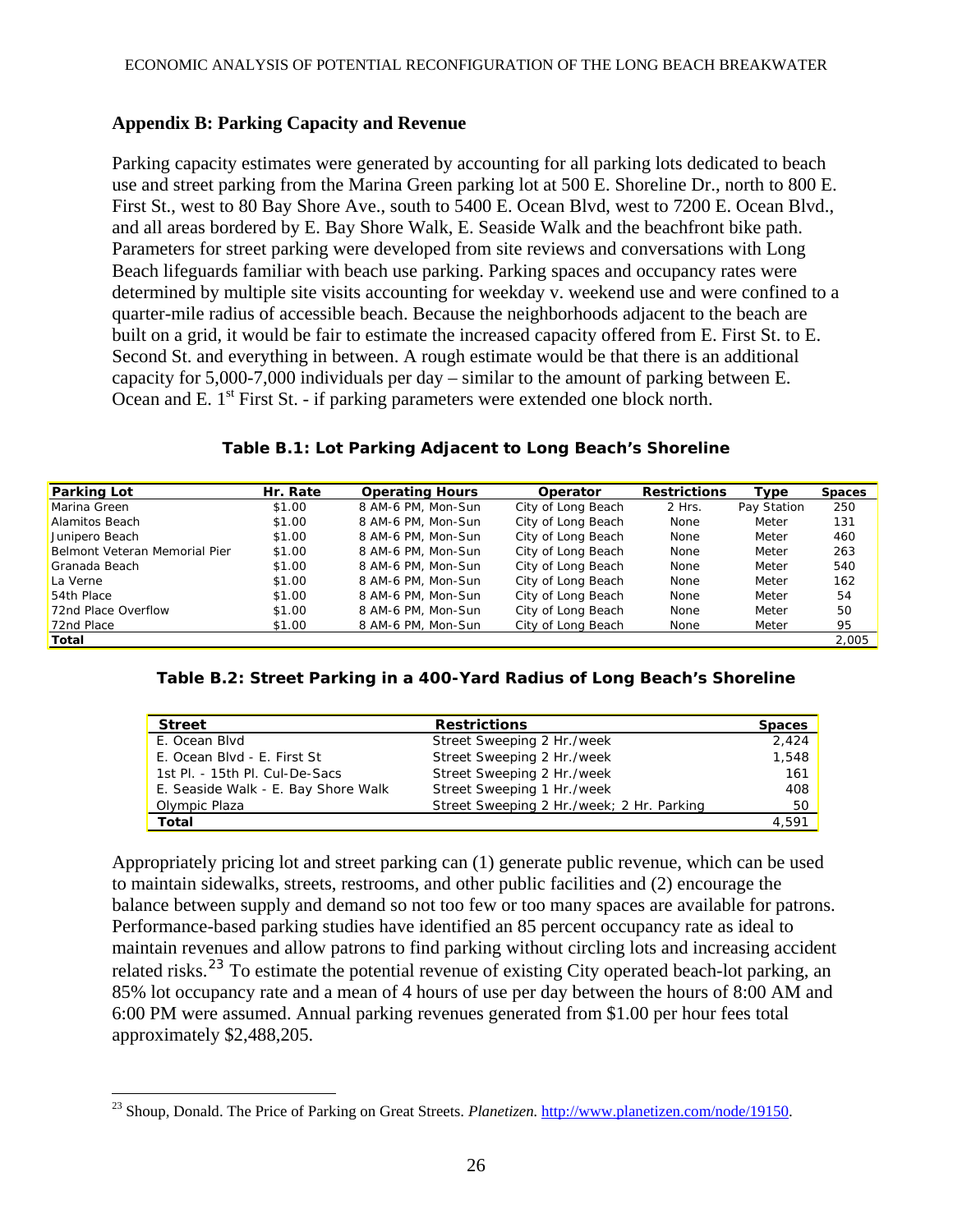## Appendix B: Parking Capacity and Revenue

Parking capacity estimates were generated by accounting for all parking lots dedicated to beach use and street parking from the Marina Green parking lot at 500 E. Shoreline Dr., north to 800 E. First St., west to 80 Bay Shore Ave., south to 5400 E. Ocean Blvd, west to 7200 E. Ocean Blvd., and all areas bordered by E. Bay Shore Walk, E. Seaside Walk and the beachfront bike path. Parameters for street parking were developed from site reviews and conversations with Long Beach lifeguards familiar with beach use parking. Parking spaces and occupancy rates were determined by multiple site visits accounting for weekday v. weekend use and were confined to a quarter-mile radius of accessible beach. Because the neighborhoods adjacent to the beach are built on a grid, it would be fair to estimate the increased capacity offered from E. First St. to E. Second St. and everything in between. A rough estimate would be that there is an additional capacity for 5,000-7,000 individuals per day – similar to the amount of parking between E. Ocean and E. 1st First St. - if parking parameters were extended one block north.

**Table B.1: Lot Parking Adjacent to Long Beach's Shoreline**

| Parking Lot | Hr. Rate | Operating Hours | Operator | Restrictions | Type | Spaces |
|---|---|---|---|---|---|---|
| Marina Green | $1.00 | 8 AM-6 PM, Mon-Sun | City of Long Beach | 2 Hrs. | Pay Station | 250 |
| Alamitos Beach | $1.00 | 8 AM-6 PM, Mon-Sun | City of Long Beach | None | Meter | 131 |
| Junipero Beach | $1.00 | 8 AM-6 PM, Mon-Sun | City of Long Beach | None | Meter | 460 |
| Belmont Veteran Memorial Pier | $1.00 | 8 AM-6 PM, Mon-Sun | City of Long Beach | None | Meter | 263 |
| Granada Beach | $1.00 | 8 AM-6 PM, Mon-Sun | City of Long Beach | None | Meter | 540 |
| La Verne | $1.00 | 8 AM-6 PM, Mon-Sun | City of Long Beach | None | Meter | 162 |
| 54th Place | $1.00 | 8 AM-6 PM, Mon-Sun | City of Long Beach | None | Meter | 54 |
| 72nd Place Overflow | $1.00 | 8 AM-6 PM, Mon-Sun | City of Long Beach | None | Meter | 50 |
| 72nd Place | $1.00 | 8 AM-6 PM, Mon-Sun | City of Long Beach | None | Meter | 95 |
| **Total** | | | | | | 2,005 |

**Table B.2: Street Parking in a 400-Yard Radius of Long Beach's Shoreline**

| Street | Restrictions | Spaces |
|---|---|---|
| E. Ocean Blvd | Street Sweeping 2 Hr./week | 2,424 |
| E. Ocean Blvd - E. First St | Street Sweeping 2 Hr./week | 1,548 |
| 1st Pl. - 15th Pl. Cul-De-Sacs | Street Sweeping 2 Hr./week | 161 |
| E. Seaside Walk - E. Bay Shore Walk | Street Sweeping 1 Hr./week | 408 |
| Olympic Plaza | Street Sweeping 2 Hr./week; 2 Hr. Parking | 50 |
| **Total** | | 4,591 |

Appropriately pricing lot and street parking can (1) generate public revenue, which can be used to maintain sidewalks, streets, restrooms, and other public facilities and (2) encourage the balance between supply and demand so not too few or too many spaces are available for patrons. Performance-based parking studies have identified an 85 percent occupancy rate as ideal to maintain revenues and allow patrons to find parking without circling lots and increasing accident related risks.[23] To estimate the potential revenue of existing City operated beach-lot parking, an 85% lot occupancy rate and a mean of 4 hours of use per day between the hours of 8:00 AM and 6:00 PM were assumed. Annual parking revenues generated from $1.00 per hour fees total approximately $2,488,205.

---

[23] Shoup, Donald. The Price of Parking on Great Streets. *Planetizen.* http://www.planetizen.com/node/19150.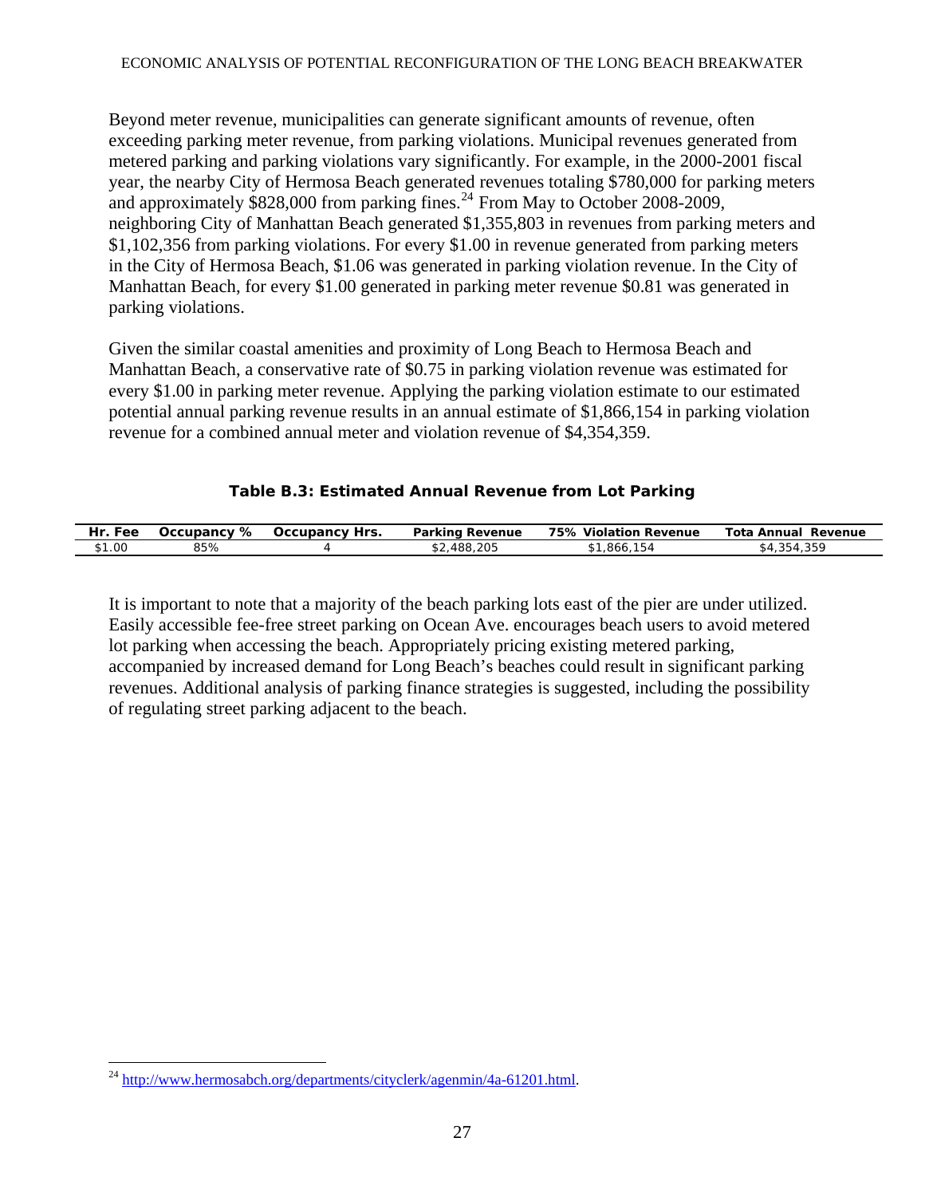Beyond meter revenue, municipalities can generate significant amounts of revenue, often exceeding parking meter revenue, from parking violations. Municipal revenues generated from metered parking and parking violations vary significantly. For example, in the 2000-2001 fiscal year, the nearby City of Hermosa Beach generated revenues totaling $780,000 for parking meters and approximately $828,000 from parking fines.[24] From May to October 2008-2009, neighboring City of Manhattan Beach generated $1,355,803 in revenues from parking meters and $1,102,356 from parking violations. For every $1.00 in revenue generated from parking meters in the City of Hermosa Beach, $1.06 was generated in parking violation revenue. In the City of Manhattan Beach, for every $1.00 generated in parking meter revenue $0.81 was generated in parking violations.

Given the similar coastal amenities and proximity of Long Beach to Hermosa Beach and Manhattan Beach, a conservative rate of $0.75 in parking violation revenue was estimated for every $1.00 in parking meter revenue. Applying the parking violation estimate to our estimated potential annual parking revenue results in an annual estimate of $1,866,154 in parking violation revenue for a combined annual meter and violation revenue of $4,354,359.

**Table B.3: Estimated Annual Revenue from Lot Parking**

| Hr. Fee | Occupancy % | Occupancy Hrs. | Parking Revenue | 75% Violation Revenue | Tota Annual Revenue |
|---|---|---|---|---|---|
| $1.00 | 85% | 4 | $2,488,205 | $1,866,154 | $4,354,359 |

It is important to note that a majority of the beach parking lots east of the pier are under utilized. Easily accessible fee-free street parking on Ocean Ave. encourages beach users to avoid metered lot parking when accessing the beach. Appropriately pricing existing metered parking, accompanied by increased demand for Long Beach's beaches could result in significant parking revenues. Additional analysis of parking finance strategies is suggested, including the possibility of regulating street parking adjacent to the beach.

---

[24] http://www.hermosabch.org/departments/cityclerk/agenmin/4a-61201.html.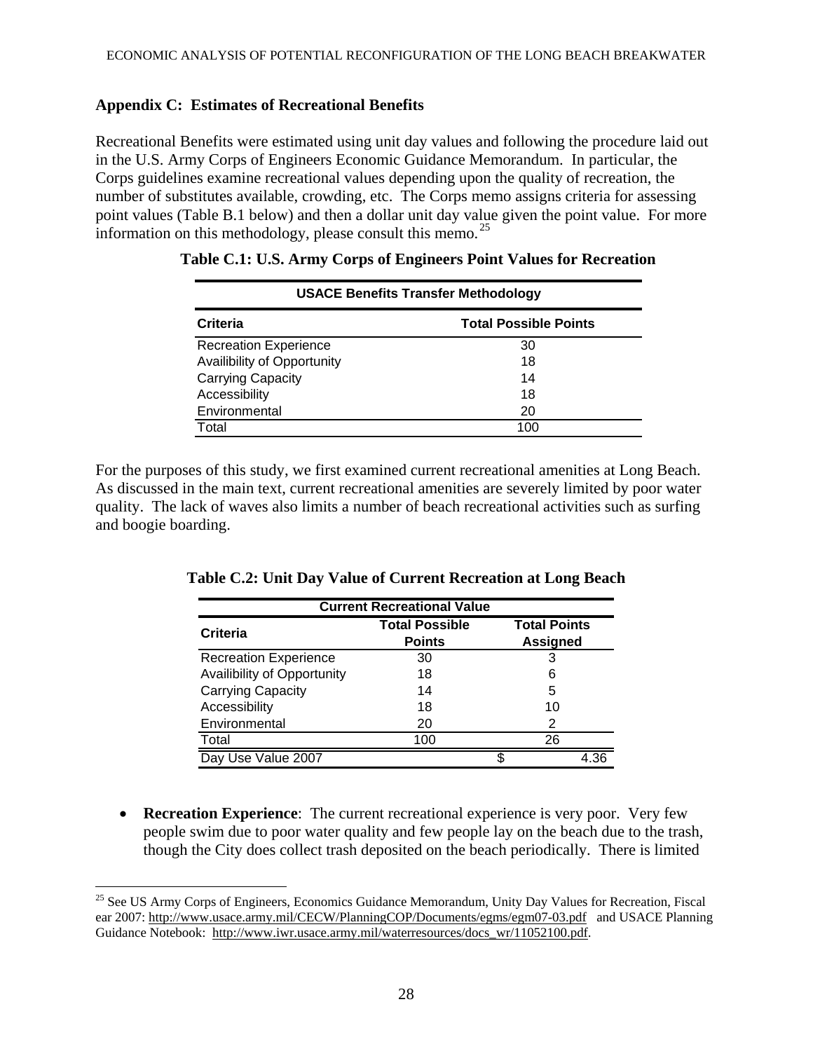## Appendix C: Estimates of Recreational Benefits

Recreational Benefits were estimated using unit day values and following the procedure laid out in the U.S. Army Corps of Engineers Economic Guidance Memorandum. In particular, the Corps guidelines examine recreational values depending upon the quality of recreation, the number of substitutes available, crowding, etc. The Corps memo assigns criteria for assessing point values (Table B.1 below) and then a dollar unit day value given the point value. For more information on this methodology, please consult this memo.[25]

**Table C.1: U.S. Army Corps of Engineers Point Values for Recreation**

| USACE Benefits Transfer Methodology | |
|---|---|
| **Criteria** | **Total Possible Points** |
| Recreation Experience | 30 |
| Availibility of Opportunity | 18 |
| Carrying Capacity | 14 |
| Accessibility | 18 |
| Environmental | 20 |
| Total | 100 |

For the purposes of this study, we first examined current recreational amenities at Long Beach. As discussed in the main text, current recreational amenities are severely limited by poor water quality. The lack of waves also limits a number of beach recreational activities such as surfing and boogie boarding.

**Table C.2: Unit Day Value of Current Recreation at Long Beach**

| Current Recreational Value | | |
|---|---|---|
| **Criteria** | **Total Possible Points** | **Total Points Assigned** |
| Recreation Experience | 30 | 3 |
| Availibility of Opportunity | 18 | 6 |
| Carrying Capacity | 14 | 5 |
| Accessibility | 18 | 10 |
| Environmental | 20 | 2 |
| Total | 100 | 26 |
| Day Use Value 2007 | | $ 4.36 |

- **Recreation Experience**: The current recreational experience is very poor. Very few people swim due to poor water quality and few people lay on the beach due to the trash, though the City does collect trash deposited on the beach periodically. There is limited

[25] See US Army Corps of Engineers, Economics Guidance Memorandum, Unity Day Values for Recreation, Fiscal ear 2007: http://www.usace.army.mil/CECW/PlanningCOP/Documents/egms/egm07-03.pdf and USACE Planning Guidance Notebook: http://www.iwr.usace.army.mil/waterresources/docs_wr/11052100.pdf.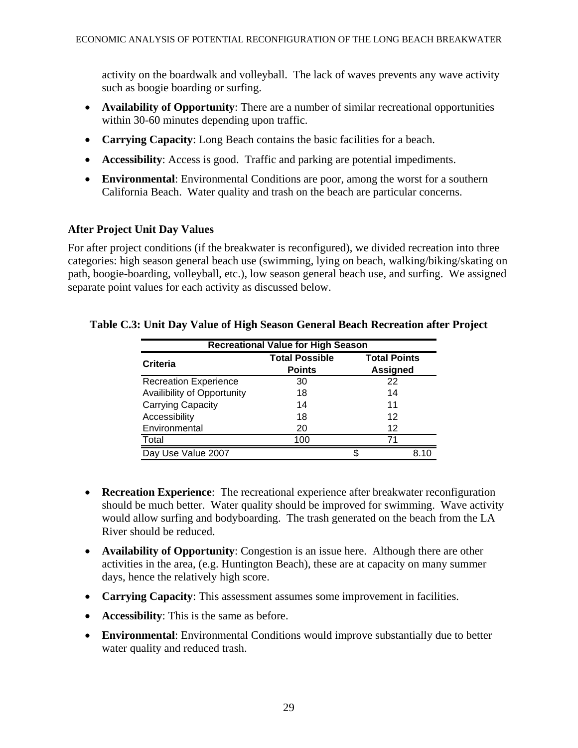activity on the boardwalk and volleyball. The lack of waves prevents any wave activity such as boogie boarding or surfing.

- **Availability of Opportunity**: There are a number of similar recreational opportunities within 30-60 minutes depending upon traffic.
- **Carrying Capacity**: Long Beach contains the basic facilities for a beach.
- **Accessibility**: Access is good. Traffic and parking are potential impediments.
- **Environmental**: Environmental Conditions are poor, among the worst for a southern California Beach. Water quality and trash on the beach are particular concerns.

### After Project Unit Day Values

For after project conditions (if the breakwater is reconfigured), we divided recreation into three categories: high season general beach use (swimming, lying on beach, walking/biking/skating on path, boogie-boarding, volleyball, etc.), low season general beach use, and surfing. We assigned separate point values for each activity as discussed below.

**Table C.3: Unit Day Value of High Season General Beach Recreation after Project**

| Recreational Value for High Season | | |
|---|---|---|
| Criteria | Total Possible Points | Total Points Assigned |
| Recreation Experience | 30 | 22 |
| Availibility of Opportunity | 18 | 14 |
| Carrying Capacity | 14 | 11 |
| Accessibility | 18 | 12 |
| Environmental | 20 | 12 |
| Total | 100 | 71 |
| Day Use Value 2007 | | $ 8.10 |

- **Recreation Experience**: The recreational experience after breakwater reconfiguration should be much better. Water quality should be improved for swimming. Wave activity would allow surfing and bodyboarding. The trash generated on the beach from the LA River should be reduced.
- **Availability of Opportunity**: Congestion is an issue here. Although there are other activities in the area, (e.g. Huntington Beach), these are at capacity on many summer days, hence the relatively high score.
- **Carrying Capacity**: This assessment assumes some improvement in facilities.
- **Accessibility**: This is the same as before.
- **Environmental**: Environmental Conditions would improve substantially due to better water quality and reduced trash.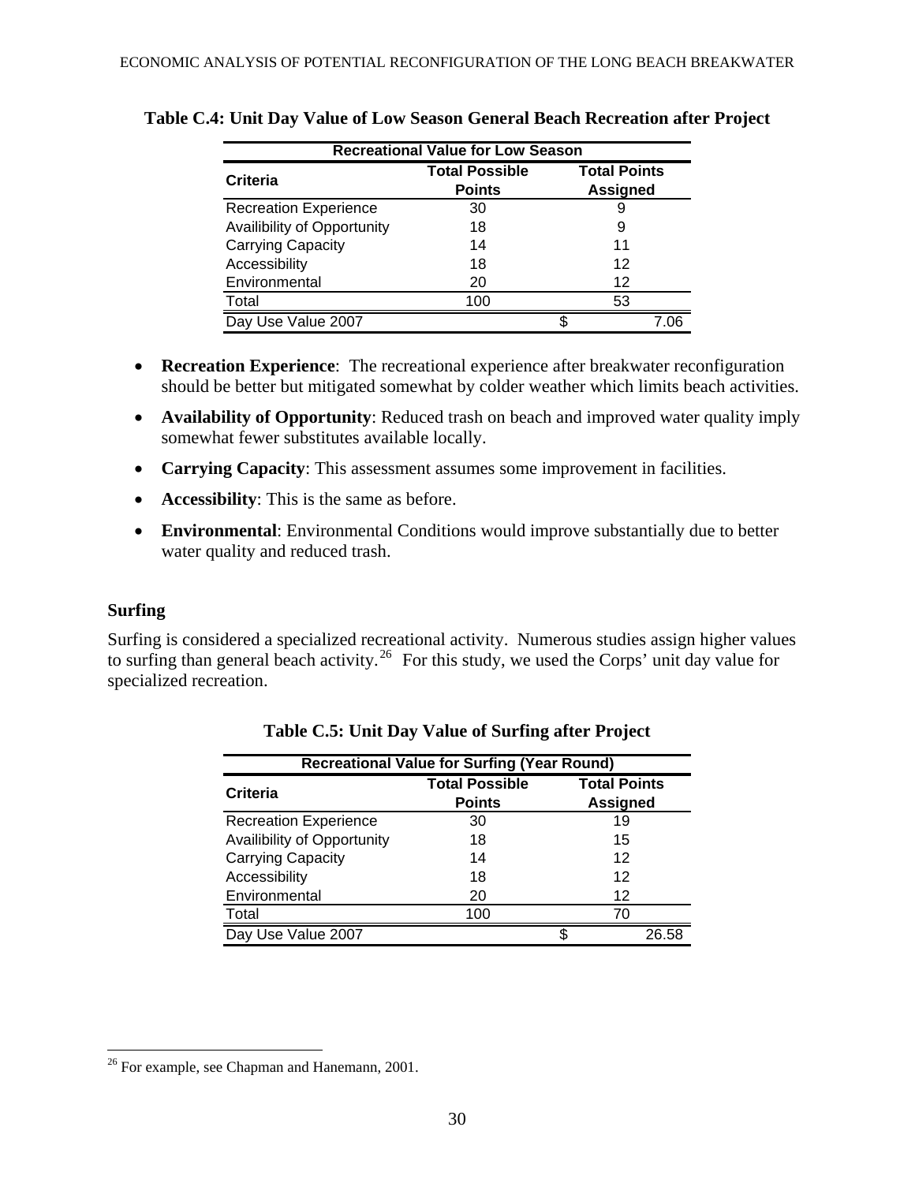**Table C.4: Unit Day Value of Low Season General Beach Recreation after Project**

| Recreational Value for Low Season | | |
|---|---|---|
| **Criteria** | **Total Possible Points** | **Total Points Assigned** |
| Recreation Experience | 30 | 9 |
| Availibility of Opportunity | 18 | 9 |
| Carrying Capacity | 14 | 11 |
| Accessibility | 18 | 12 |
| Environmental | 20 | 12 |
| Total | 100 | 53 |
| Day Use Value 2007 | | $ 7.06 |

- **Recreation Experience**: The recreational experience after breakwater reconfiguration should be better but mitigated somewhat by colder weather which limits beach activities.
- **Availability of Opportunity**: Reduced trash on beach and improved water quality imply somewhat fewer substitutes available locally.
- **Carrying Capacity**: This assessment assumes some improvement in facilities.
- **Accessibility**: This is the same as before.
- **Environmental**: Environmental Conditions would improve substantially due to better water quality and reduced trash.

### Surfing

Surfing is considered a specialized recreational activity. Numerous studies assign higher values to surfing than general beach activity.[26] For this study, we used the Corps' unit day value for specialized recreation.

**Table C.5: Unit Day Value of Surfing after Project**

| Recreational Value for Surfing (Year Round) | | |
|---|---|---|
| **Criteria** | **Total Possible Points** | **Total Points Assigned** |
| Recreation Experience | 30 | 19 |
| Availibility of Opportunity | 18 | 15 |
| Carrying Capacity | 14 | 12 |
| Accessibility | 18 | 12 |
| Environmental | 20 | 12 |
| Total | 100 | 70 |
| Day Use Value 2007 | | $ 26.58 |

[26] For example, see Chapman and Hanemann, 2001.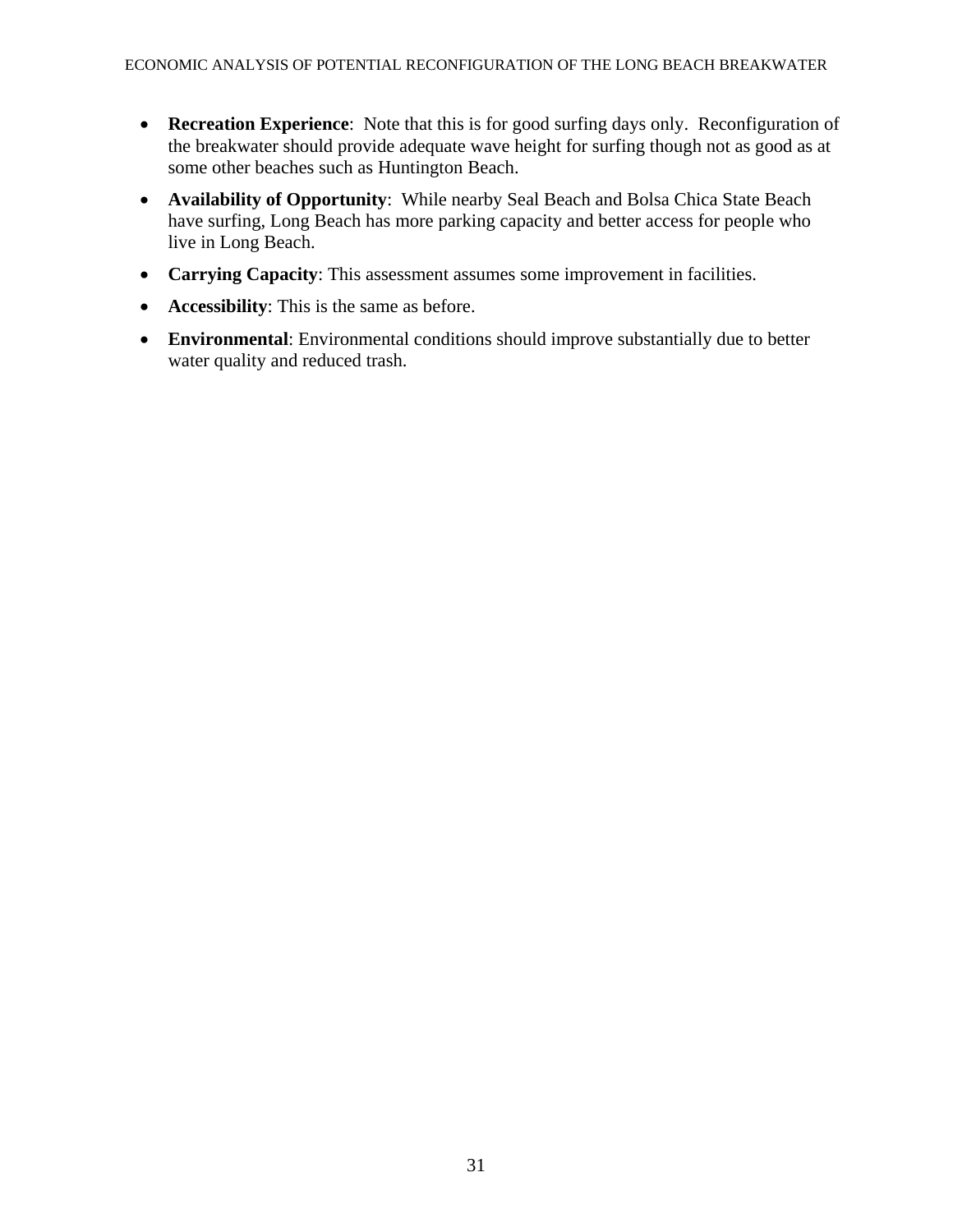- **Recreation Experience**:  Note that this is for good surfing days only.  Reconfiguration of the breakwater should provide adequate wave height for surfing though not as good as at some other beaches such as Huntington Beach.
- **Availability of Opportunity**:  While nearby Seal Beach and Bolsa Chica State Beach have surfing, Long Beach has more parking capacity and better access for people who live in Long Beach.
- **Carrying Capacity**: This assessment assumes some improvement in facilities.
- **Accessibility**: This is the same as before.
- **Environmental**: Environmental conditions should improve substantially due to better water quality and reduced trash.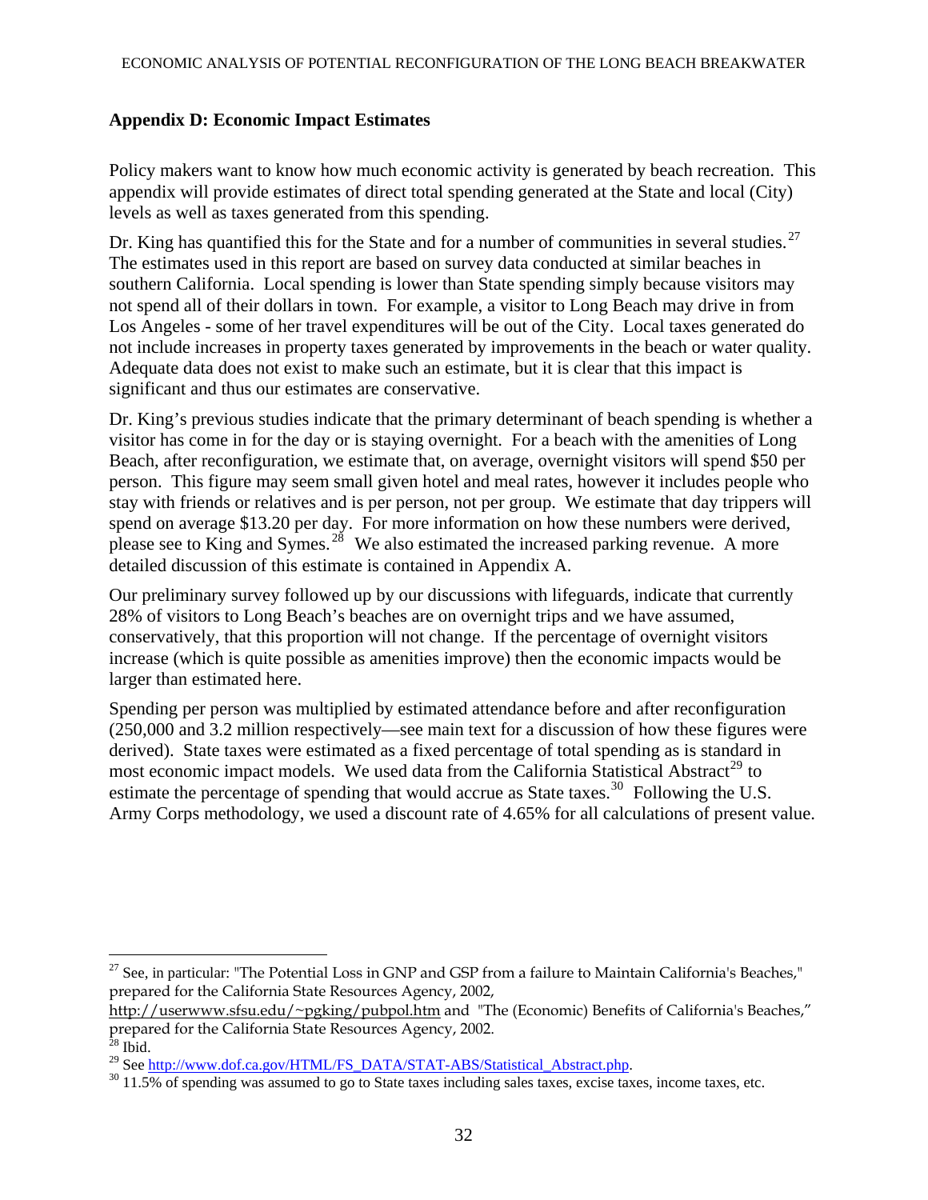## Appendix D: Economic Impact Estimates

Policy makers want to know how much economic activity is generated by beach recreation. This appendix will provide estimates of direct total spending generated at the State and local (City) levels as well as taxes generated from this spending.

Dr. King has quantified this for the State and for a number of communities in several studies.[27] The estimates used in this report are based on survey data conducted at similar beaches in southern California. Local spending is lower than State spending simply because visitors may not spend all of their dollars in town. For example, a visitor to Long Beach may drive in from Los Angeles - some of her travel expenditures will be out of the City. Local taxes generated do not include increases in property taxes generated by improvements in the beach or water quality. Adequate data does not exist to make such an estimate, but it is clear that this impact is significant and thus our estimates are conservative.

Dr. King's previous studies indicate that the primary determinant of beach spending is whether a visitor has come in for the day or is staying overnight. For a beach with the amenities of Long Beach, after reconfiguration, we estimate that, on average, overnight visitors will spend $50 per person. This figure may seem small given hotel and meal rates, however it includes people who stay with friends or relatives and is per person, not per group. We estimate that day trippers will spend on average $13.20 per day. For more information on how these numbers were derived, please see to King and Symes.[28] We also estimated the increased parking revenue. A more detailed discussion of this estimate is contained in Appendix A.

Our preliminary survey followed up by our discussions with lifeguards, indicate that currently 28% of visitors to Long Beach's beaches are on overnight trips and we have assumed, conservatively, that this proportion will not change. If the percentage of overnight visitors increase (which is quite possible as amenities improve) then the economic impacts would be larger than estimated here.

Spending per person was multiplied by estimated attendance before and after reconfiguration (250,000 and 3.2 million respectively—see main text for a discussion of how these figures were derived). State taxes were estimated as a fixed percentage of total spending as is standard in most economic impact models. We used data from the California Statistical Abstract[29] to estimate the percentage of spending that would accrue as State taxes.[30] Following the U.S. Army Corps methodology, we used a discount rate of 4.65% for all calculations of present value.

---

[27] See, in particular: "The Potential Loss in GNP and GSP from a failure to Maintain California's Beaches," prepared for the California State Resources Agency, 2002, http://userwww.sfsu.edu/~pgking/pubpol.htm and "The (Economic) Benefits of California's Beaches," prepared for the California State Resources Agency, 2002.

[28] Ibid.

[29] See http://www.dof.ca.gov/HTML/FS_DATA/STAT-ABS/Statistical_Abstract.php.

[30] 11.5% of spending was assumed to go to State taxes including sales taxes, excise taxes, income taxes, etc.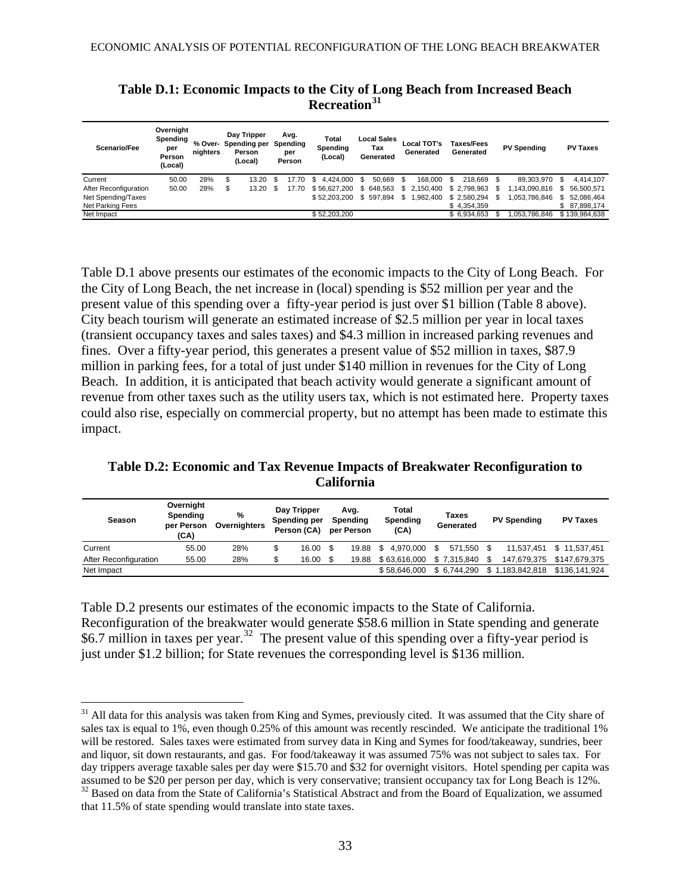**Table D.1: Economic Impacts to the City of Long Beach from Increased Beach Recreation**[31]

| Scenario/Fee | Overnight Spending per Person (Local) | % Over-nighters | Day Tripper Spending per Person (Local) | Avg. Spending per Person | Total Spending (Local) | Local Sales Tax Generated | Local TOT's Generated | Taxes/Fees Generated | PV Spending | PV Taxes |
|---|---|---|---|---|---|---|---|---|---|---|
| Current | 50.00 | 28% | $ 13.20 | $ 17.70 | $ 4,424,000 | $ 50,669 | $ 168,000 | $ 218,669 | $ 89,303,970 | $ 4,414,107 |
| After Reconfiguration | 50.00 | 28% | $ 13.20 | $ 17.70 | $ 56,627,200 | $ 648,563 | $ 2,150,400 | $ 2,798,963 | $ 1,143,090,816 | $ 56,500,571 |
| Net Spending/Taxes | | | | | $ 52,203,200 | $ 597,894 | $ 1,982,400 | $ 2,580,294 | $ 1,053,786,846 | $ 52,086,464 |
| Net Parking Fees | | | | | | | | $ 4,354,359 | | $ 87,898,174 |
| Net Impact | | | | | $ 52,203,200 | | | $ 6,934,653 | $ 1,053,786,846 | $ 139,984,638 |

Table D.1 above presents our estimates of the economic impacts to the City of Long Beach. For the City of Long Beach, the net increase in (local) spending is $52 million per year and the present value of this spending over a fifty-year period is just over $1 billion (Table 8 above). City beach tourism will generate an estimated increase of $2.5 million per year in local taxes (transient occupancy taxes and sales taxes) and $4.3 million in increased parking revenues and fines. Over a fifty-year period, this generates a present value of $52 million in taxes, $87.9 million in parking fees, for a total of just under $140 million in revenues for the City of Long Beach. In addition, it is anticipated that beach activity would generate a significant amount of revenue from other taxes such as the utility users tax, which is not estimated here. Property taxes could also rise, especially on commercial property, but no attempt has been made to estimate this impact.

**Table D.2: Economic and Tax Revenue Impacts of Breakwater Reconfiguration to California**

| Season | Overnight Spending per Person (CA) | % Overnighters | Day Tripper Spending per Person (CA) | Avg. Spending per Person | Total Spending (CA) | Taxes Generated | PV Spending | PV Taxes |
|---|---|---|---|---|---|---|---|---|
| Current | 55.00 | 28% | $ 16.00 | $ 19.88 | $ 4,970,000 | $ 571,550 | $ 11,537,451 | $ 11,537,451 |
| After Reconfiguration | 55.00 | 28% | $ 16.00 | $ 19.88 | $ 63,616,000 | $ 7,315,840 | $ 147,679,375 | $147,679,375 |
| Net Impact | | | | | $ 58,646,000 | $ 6,744,290 | $ 1,183,842,818 | $136,141,924 |

Table D.2 presents our estimates of the economic impacts to the State of California. Reconfiguration of the breakwater would generate $58.6 million in State spending and generate $6.7 million in taxes per year.[32] The present value of this spending over a fifty-year period is just under $1.2 billion; for State revenues the corresponding level is $136 million.

---

[31] All data for this analysis was taken from King and Symes, previously cited. It was assumed that the City share of sales tax is equal to 1%, even though 0.25% of this amount was recently rescinded. We anticipate the traditional 1% will be restored. Sales taxes were estimated from survey data in King and Symes for food/takeaway, sundries, beer and liquor, sit down restaurants, and gas. For food/takeaway it was assumed 75% was not subject to sales tax. For day trippers average taxable sales per day were $15.70 and $32 for overnight visitors. Hotel spending per capita was assumed to be $20 per person per day, which is very conservative; transient occupancy tax for Long Beach is 12%.

[32] Based on data from the State of California's Statistical Abstract and from the Board of Equalization, we assumed that 11.5% of state spending would translate into state taxes.